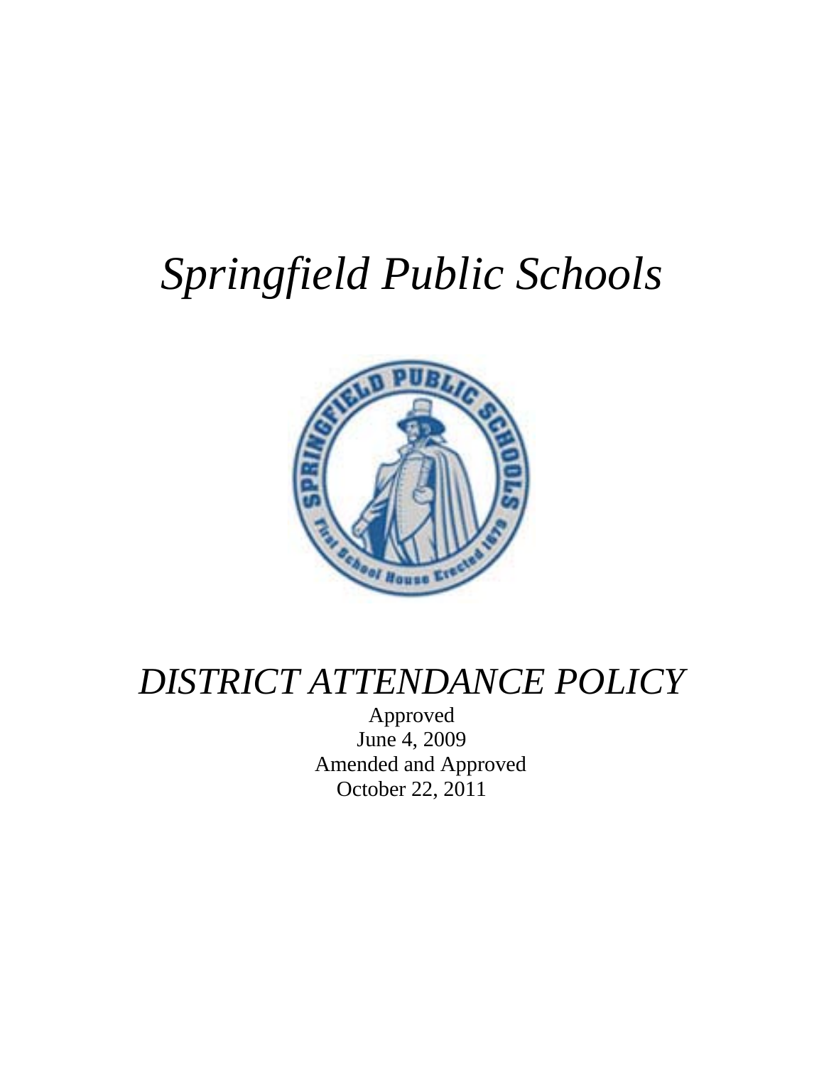# *Springfield Public Schools*

# *DISTRICT ATTENDANCE POLICY*

Approved
June 4, 2009
Amended and Approved
October 22, 2011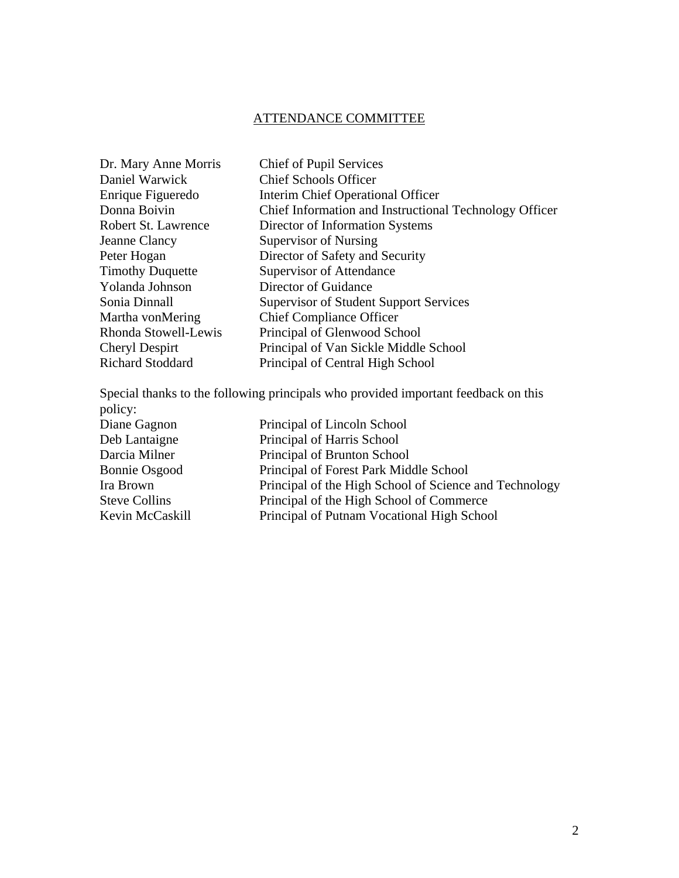## ATTENDANCE COMMITTEE

| | |
|---|---|
| Dr. Mary Anne Morris | Chief of Pupil Services |
| Daniel Warwick | Chief Schools Officer |
| Enrique Figueredo | Interim Chief Operational Officer |
| Donna Boivin | Chief Information and Instructional Technology Officer |
| Robert St. Lawrence | Director of Information Systems |
| Jeanne Clancy | Supervisor of Nursing |
| Peter Hogan | Director of Safety and Security |
| Timothy Duquette | Supervisor of Attendance |
| Yolanda Johnson | Director of Guidance |
| Sonia Dinnall | Supervisor of Student Support Services |
| Martha vonMering | Chief Compliance Officer |
| Rhonda Stowell-Lewis | Principal of Glenwood School |
| Cheryl Despirt | Principal of Van Sickle Middle School |
| Richard Stoddard | Principal of Central High School |

Special thanks to the following principals who provided important feedback on this policy:

| | |
|---|---|
| Diane Gagnon | Principal of Lincoln School |
| Deb Lantaigne | Principal of Harris School |
| Darcia Milner | Principal of Brunton School |
| Bonnie Osgood | Principal of Forest Park Middle School |
| Ira Brown | Principal of the High School of Science and Technology |
| Steve Collins | Principal of the High School of Commerce |
| Kevin McCaskill | Principal of Putnam Vocational High School |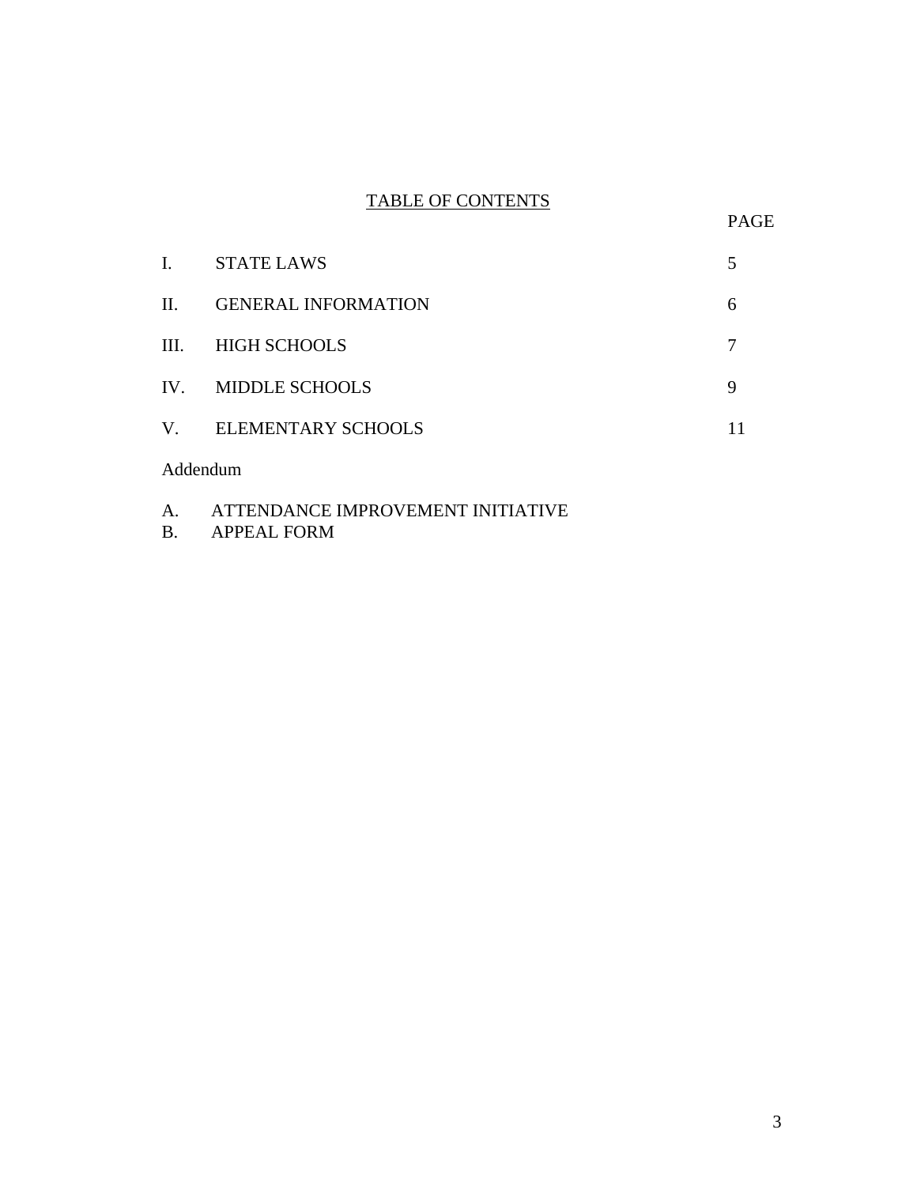# TABLE OF CONTENTS

| | | PAGE |
|---|---|---|
| I. | STATE LAWS | 5 |
| II. | GENERAL INFORMATION | 6 |
| III. | HIGH SCHOOLS | 7 |
| IV. | MIDDLE SCHOOLS | 9 |
| V. | ELEMENTARY SCHOOLS | 11 |

Addendum

A. ATTENDANCE IMPROVEMENT INITIATIVE
B. APPEAL FORM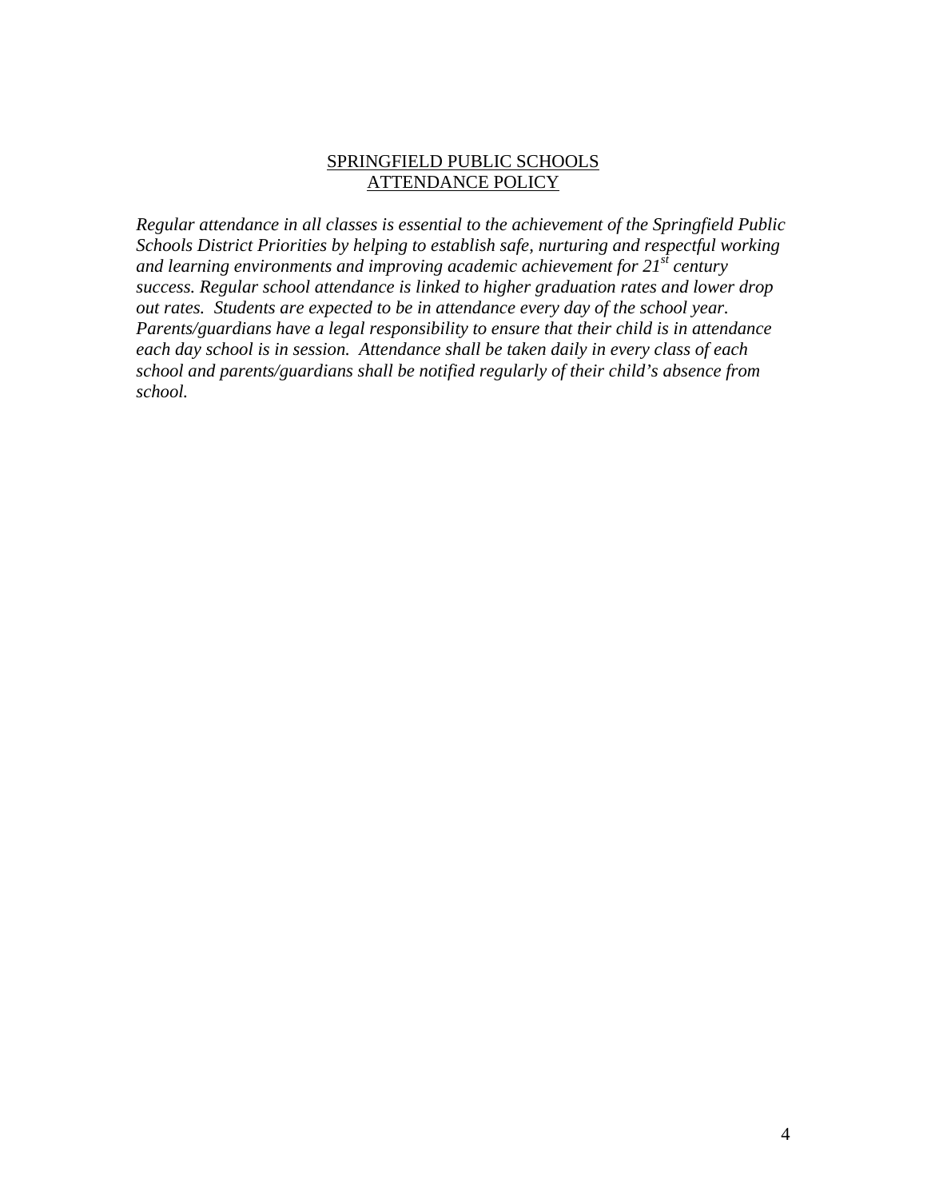# SPRINGFIELD PUBLIC SCHOOLS
## ATTENDANCE POLICY

*Regular attendance in all classes is essential to the achievement of the Springfield Public Schools District Priorities by helping to establish safe, nurturing and respectful working and learning environments and improving academic achievement for 21st century success. Regular school attendance is linked to higher graduation rates and lower drop out rates. Students are expected to be in attendance every day of the school year. Parents/guardians have a legal responsibility to ensure that their child is in attendance each day school is in session. Attendance shall be taken daily in every class of each school and parents/guardians shall be notified regularly of their child's absence from school.*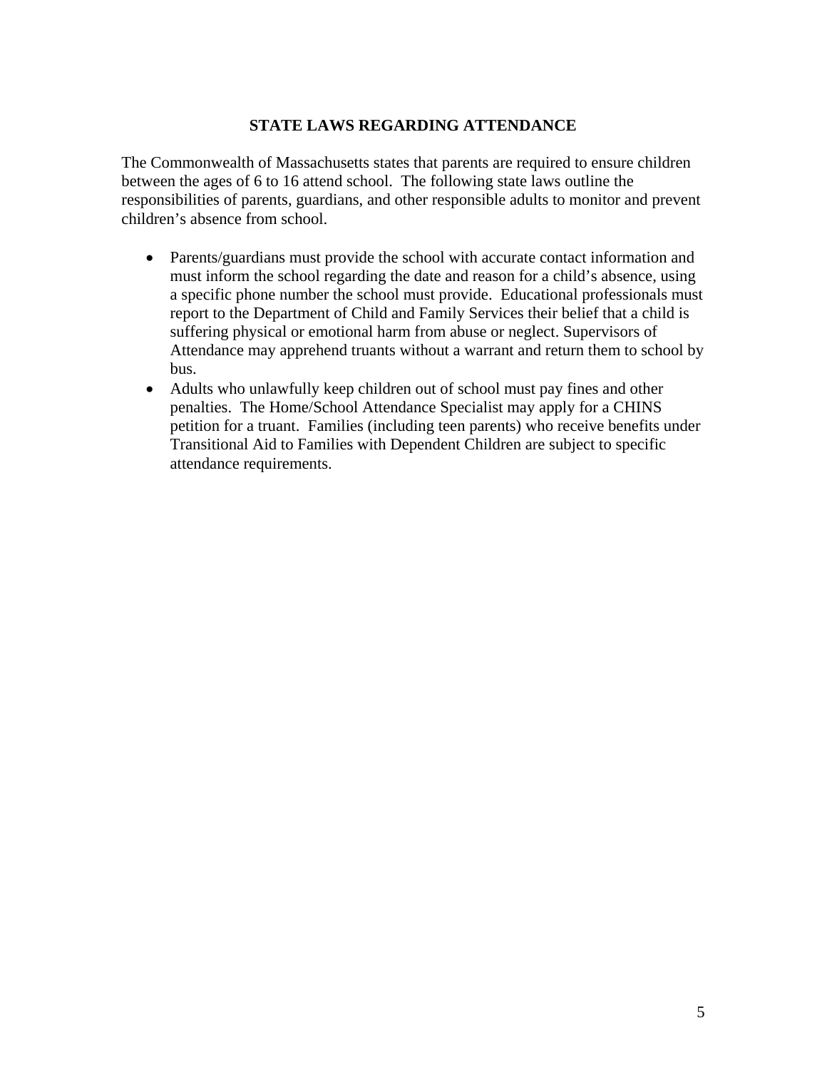## STATE LAWS REGARDING ATTENDANCE

The Commonwealth of Massachusetts states that parents are required to ensure children between the ages of 6 to 16 attend school. The following state laws outline the responsibilities of parents, guardians, and other responsible adults to monitor and prevent children's absence from school.

- Parents/guardians must provide the school with accurate contact information and must inform the school regarding the date and reason for a child's absence, using a specific phone number the school must provide. Educational professionals must report to the Department of Child and Family Services their belief that a child is suffering physical or emotional harm from abuse or neglect. Supervisors of Attendance may apprehend truants without a warrant and return them to school by bus.
- Adults who unlawfully keep children out of school must pay fines and other penalties. The Home/School Attendance Specialist may apply for a CHINS petition for a truant. Families (including teen parents) who receive benefits under Transitional Aid to Families with Dependent Children are subject to specific attendance requirements.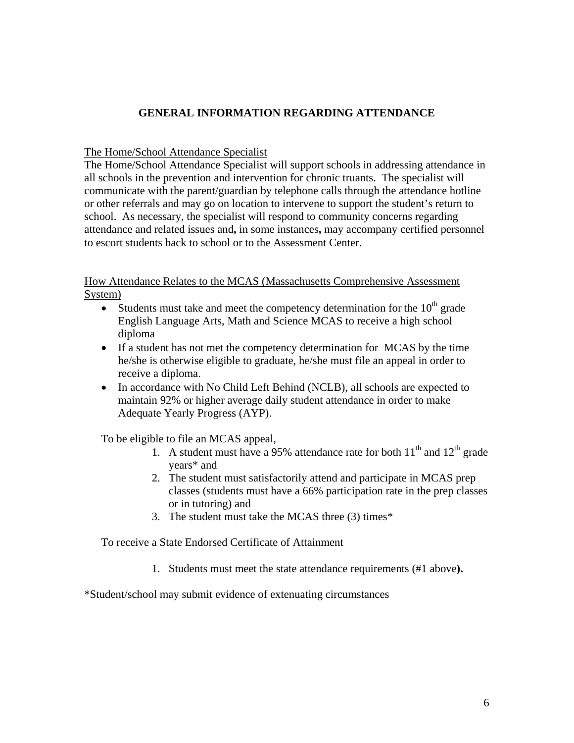## GENERAL INFORMATION REGARDING ATTENDANCE

The Home/School Attendance Specialist

The Home/School Attendance Specialist will support schools in addressing attendance in all schools in the prevention and intervention for chronic truants. The specialist will communicate with the parent/guardian by telephone calls through the attendance hotline or other referrals and may go on location to intervene to support the student's return to school. As necessary, the specialist will respond to community concerns regarding attendance and related issues and**,** in some instances**,** may accompany certified personnel to escort students back to school or to the Assessment Center.

How Attendance Relates to the MCAS (Massachusetts Comprehensive Assessment System)

- Students must take and meet the competency determination for the 10th grade English Language Arts, Math and Science MCAS to receive a high school diploma
- If a student has not met the competency determination for MCAS by the time he/she is otherwise eligible to graduate, he/she must file an appeal in order to receive a diploma.
- In accordance with No Child Left Behind (NCLB), all schools are expected to maintain 92% or higher average daily student attendance in order to make Adequate Yearly Progress (AYP).

To be eligible to file an MCAS appeal,

1. A student must have a 95% attendance rate for both 11th and 12th grade years* and
2. The student must satisfactorily attend and participate in MCAS prep classes (students must have a 66% participation rate in the prep classes or in tutoring) and
3. The student must take the MCAS three (3) times*

To receive a State Endorsed Certificate of Attainment

1. Students must meet the state attendance requirements (#1 above**).**

*Student/school may submit evidence of extenuating circumstances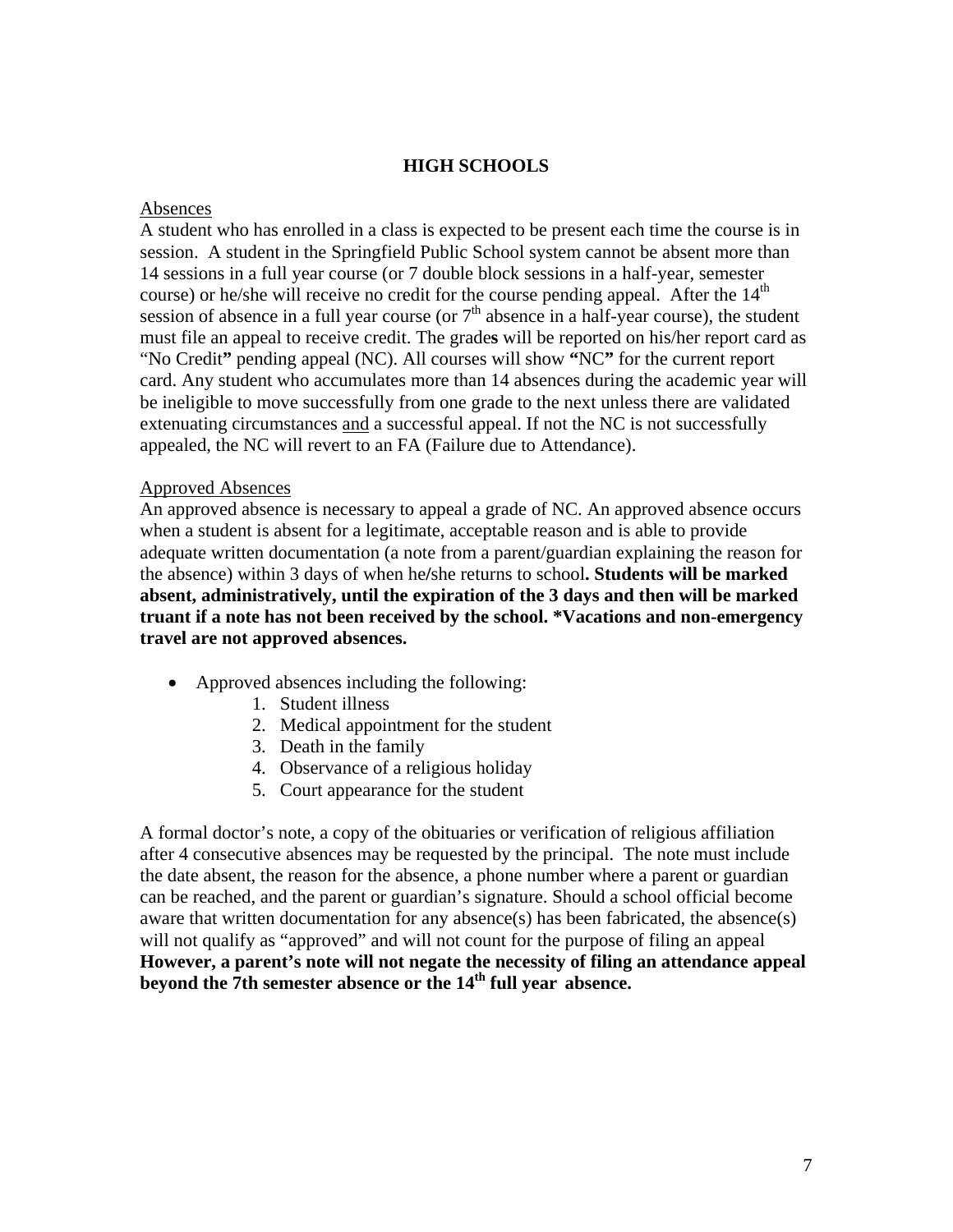# HIGH SCHOOLS

<u>Absences</u>

A student who has enrolled in a class is expected to be present each time the course is in session. A student in the Springfield Public School system cannot be absent more than 14 sessions in a full year course (or 7 double block sessions in a half-year, semester course) or he/she will receive no credit for the course pending appeal. After the 14th session of absence in a full year course (or 7th absence in a half-year course), the student must file an appeal to receive credit. The grade**s** will be reported on his/her report card as "No Credit**"** pending appeal (NC). All courses will show **"**NC**"** for the current report card. Any student who accumulates more than 14 absences during the academic year will be ineligible to move successfully from one grade to the next unless there are validated extenuating circumstances <u>and</u> a successful appeal. If not the NC is not successfully appealed, the NC will revert to an FA (Failure due to Attendance).

<u>Approved Absences</u>

An approved absence is necessary to appeal a grade of NC. An approved absence occurs when a student is absent for a legitimate, acceptable reason and is able to provide adequate written documentation (a note from a parent/guardian explaining the reason for the absence) within 3 days of when he/she returns to school**. Students will be marked absent, administratively, until the expiration of the 3 days and then will be marked truant if a note has not been received by the school. *Vacations and non-emergency travel are not approved absences.**

- Approved absences including the following:
  1. Student illness
  2. Medical appointment for the student
  3. Death in the family
  4. Observance of a religious holiday
  5. Court appearance for the student

A formal doctor's note, a copy of the obituaries or verification of religious affiliation after 4 consecutive absences may be requested by the principal. The note must include the date absent, the reason for the absence, a phone number where a parent or guardian can be reached, and the parent or guardian's signature. Should a school official become aware that written documentation for any absence(s) has been fabricated, the absence(s) will not qualify as "approved" and will not count for the purpose of filing an appeal **However, a parent's note will not negate the necessity of filing an attendance appeal beyond the 7th semester absence or the 14th full year absence.**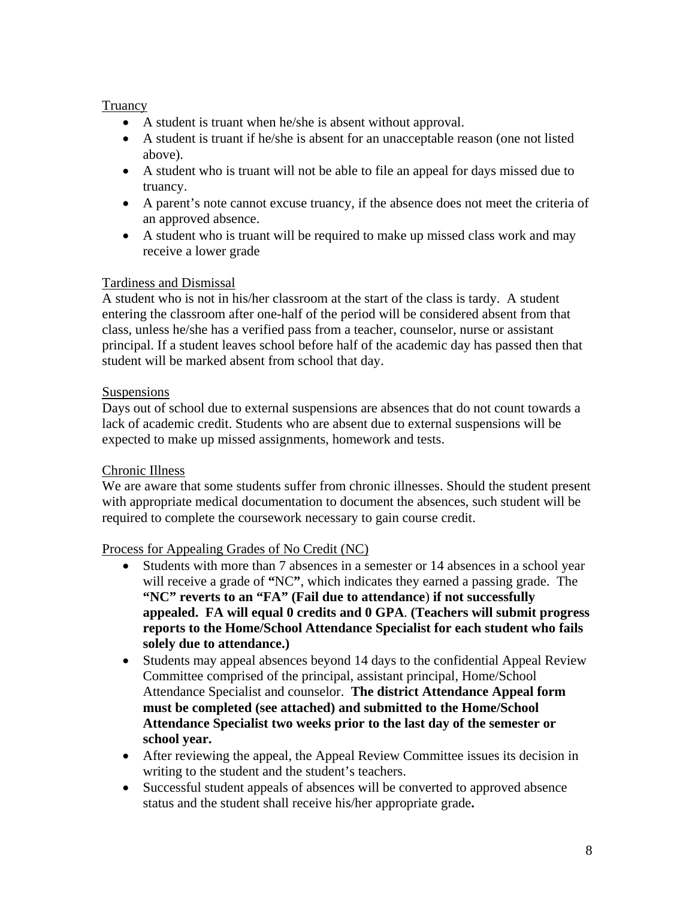Truancy

- A student is truant when he/she is absent without approval.
- A student is truant if he/she is absent for an unacceptable reason (one not listed above).
- A student who is truant will not be able to file an appeal for days missed due to truancy.
- A parent's note cannot excuse truancy, if the absence does not meet the criteria of an approved absence.
- A student who is truant will be required to make up missed class work and may receive a lower grade

Tardiness and Dismissal

A student who is not in his/her classroom at the start of the class is tardy. A student entering the classroom after one-half of the period will be considered absent from that class, unless he/she has a verified pass from a teacher, counselor, nurse or assistant principal. If a student leaves school before half of the academic day has passed then that student will be marked absent from school that day.

Suspensions

Days out of school due to external suspensions are absences that do not count towards a lack of academic credit. Students who are absent due to external suspensions will be expected to make up missed assignments, homework and tests.

Chronic Illness

We are aware that some students suffer from chronic illnesses. Should the student present with appropriate medical documentation to document the absences, such student will be required to complete the coursework necessary to gain course credit.

Process for Appealing Grades of No Credit (NC)

- Students with more than 7 absences in a semester or 14 absences in a school year will receive a grade of **"**NC**"**, which indicates they earned a passing grade. The **"NC" reverts to an "FA" (Fail due to attendance) if not successfully appealed. FA will equal 0 credits and 0 GPA. (Teachers will submit progress reports to the Home/School Attendance Specialist for each student who fails solely due to attendance.)**
- Students may appeal absences beyond 14 days to the confidential Appeal Review Committee comprised of the principal, assistant principal, Home/School Attendance Specialist and counselor. **The district Attendance Appeal form must be completed (see attached) and submitted to the Home/School Attendance Specialist two weeks prior to the last day of the semester or school year.**
- After reviewing the appeal, the Appeal Review Committee issues its decision in writing to the student and the student's teachers.
- Successful student appeals of absences will be converted to approved absence status and the student shall receive his/her appropriate grade**.**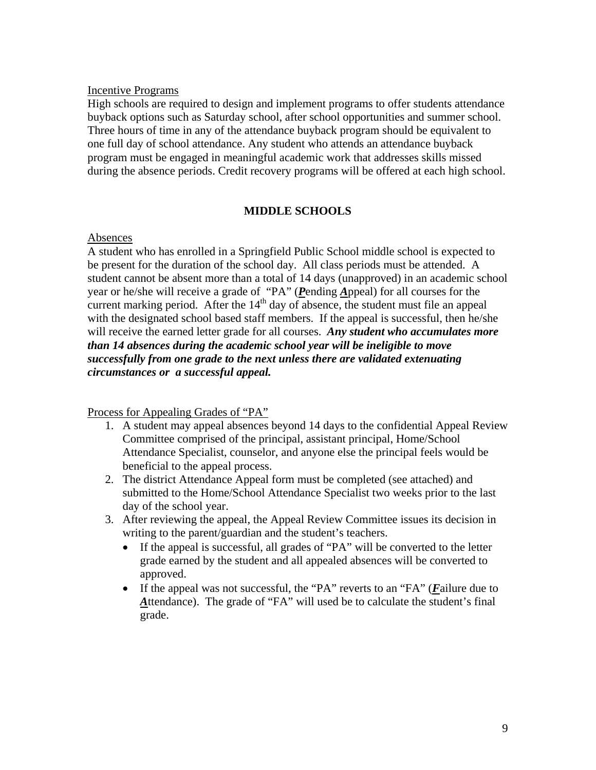Incentive Programs

High schools are required to design and implement programs to offer students attendance buyback options such as Saturday school, after school opportunities and summer school. Three hours of time in any of the attendance buyback program should be equivalent to one full day of school attendance. Any student who attends an attendance buyback program must be engaged in meaningful academic work that addresses skills missed during the absence periods. Credit recovery programs will be offered at each high school.

## MIDDLE SCHOOLS

Absences

A student who has enrolled in a Springfield Public School middle school is expected to be present for the duration of the school day. All class periods must be attended. A student cannot be absent more than a total of 14 days (unapproved) in an academic school year or he/she will receive a grade of "PA" (***P***ending ***A***ppeal) for all courses for the current marking period. After the 14th day of absence, the student must file an appeal with the designated school based staff members. If the appeal is successful, then he/she will receive the earned letter grade for all courses. ***Any student who accumulates more than 14 absences during the academic school year will be ineligible to move successfully from one grade to the next unless there are validated extenuating circumstances or a successful appeal.***

Process for Appealing Grades of "PA"

1. A student may appeal absences beyond 14 days to the confidential Appeal Review Committee comprised of the principal, assistant principal, Home/School Attendance Specialist, counselor, and anyone else the principal feels would be beneficial to the appeal process.
2. The district Attendance Appeal form must be completed (see attached) and submitted to the Home/School Attendance Specialist two weeks prior to the last day of the school year.
3. After reviewing the appeal, the Appeal Review Committee issues its decision in writing to the parent/guardian and the student's teachers.
   - If the appeal is successful, all grades of "PA" will be converted to the letter grade earned by the student and all appealed absences will be converted to approved.
   - If the appeal was not successful, the "PA" reverts to an "FA" (***F***ailure due to ***A***ttendance). The grade of "FA" will used be to calculate the student's final grade.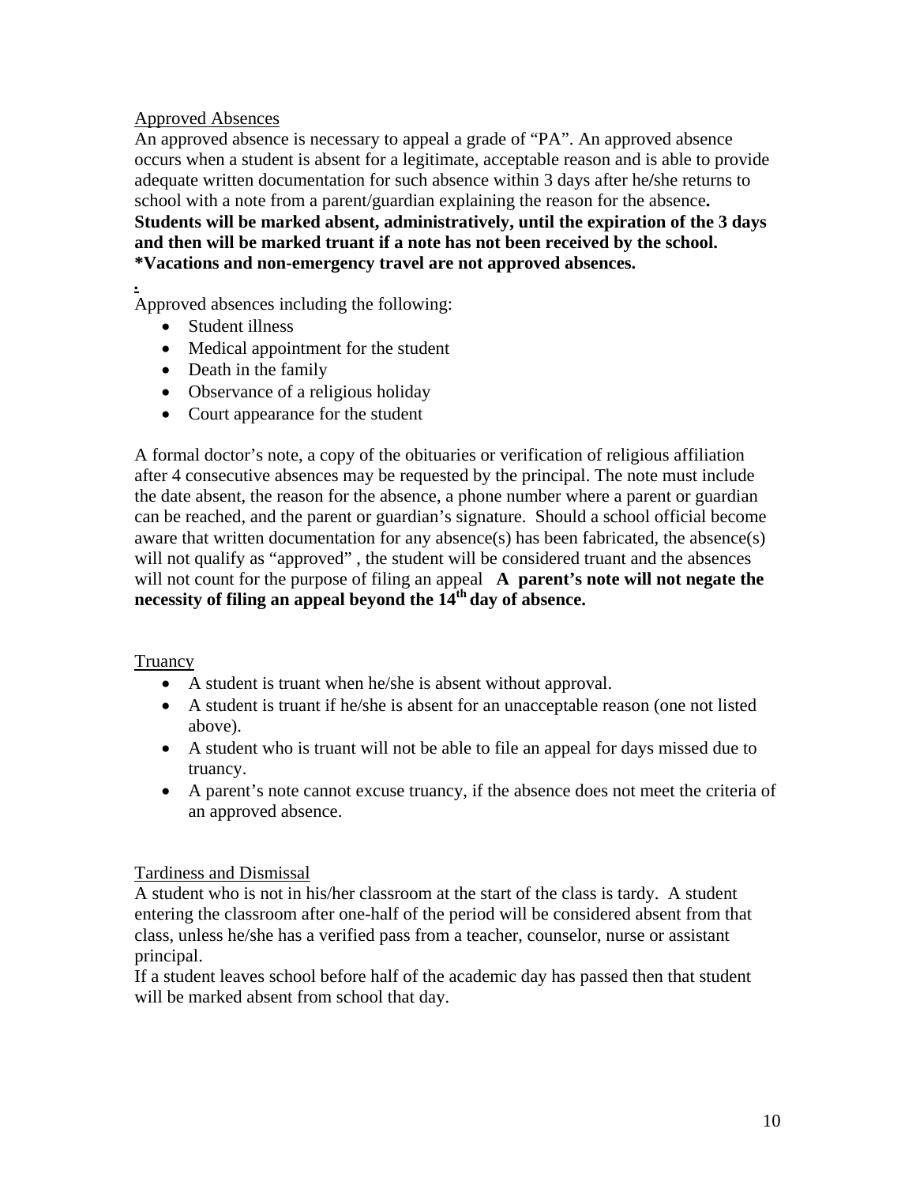Approved Absences

An approved absence is necessary to appeal a grade of "PA". An approved absence occurs when a student is absent for a legitimate, acceptable reason and is able to provide adequate written documentation for such absence within 3 days after he/she returns to school with a note from a parent/guardian explaining the reason for the absence. **Students will be marked absent, administratively, until the expiration of the 3 days and then will be marked truant if a note has not been received by the school. *Vacations and non-emergency travel are not approved absences.**

**.**

Approved absences including the following:

- Student illness
- Medical appointment for the student
- Death in the family
- Observance of a religious holiday
- Court appearance for the student

A formal doctor's note, a copy of the obituaries or verification of religious affiliation after 4 consecutive absences may be requested by the principal. The note must include the date absent, the reason for the absence, a phone number where a parent or guardian can be reached, and the parent or guardian's signature. Should a school official become aware that written documentation for any absence(s) has been fabricated, the absence(s) will not qualify as "approved" , the student will be considered truant and the absences will not count for the purpose of filing an appeal **A parent's note will not negate the necessity of filing an appeal beyond the 14th day of absence.**

Truancy

- A student is truant when he/she is absent without approval.
- A student is truant if he/she is absent for an unacceptable reason (one not listed above).
- A student who is truant will not be able to file an appeal for days missed due to truancy.
- A parent's note cannot excuse truancy, if the absence does not meet the criteria of an approved absence.

Tardiness and Dismissal

A student who is not in his/her classroom at the start of the class is tardy. A student entering the classroom after one-half of the period will be considered absent from that class, unless he/she has a verified pass from a teacher, counselor, nurse or assistant principal.

If a student leaves school before half of the academic day has passed then that student will be marked absent from school that day.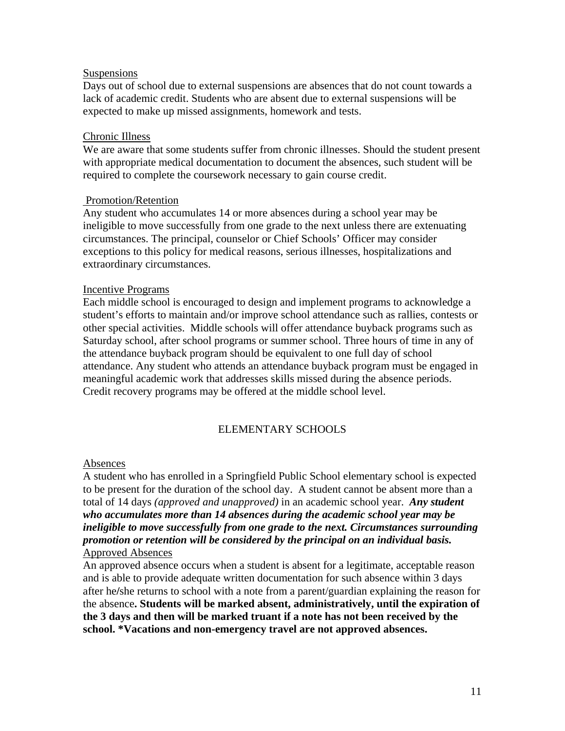Suspensions

Days out of school due to external suspensions are absences that do not count towards a lack of academic credit. Students who are absent due to external suspensions will be expected to make up missed assignments, homework and tests.

Chronic Illness

We are aware that some students suffer from chronic illnesses. Should the student present with appropriate medical documentation to document the absences, such student will be required to complete the coursework necessary to gain course credit.

Promotion/Retention

Any student who accumulates 14 or more absences during a school year may be ineligible to move successfully from one grade to the next unless there are extenuating circumstances. The principal, counselor or Chief Schools' Officer may consider exceptions to this policy for medical reasons, serious illnesses, hospitalizations and extraordinary circumstances.

Incentive Programs

Each middle school is encouraged to design and implement programs to acknowledge a student's efforts to maintain and/or improve school attendance such as rallies, contests or other special activities. Middle schools will offer attendance buyback programs such as Saturday school, after school programs or summer school. Three hours of time in any of the attendance buyback program should be equivalent to one full day of school attendance. Any student who attends an attendance buyback program must be engaged in meaningful academic work that addresses skills missed during the absence periods. Credit recovery programs may be offered at the middle school level.

## ELEMENTARY SCHOOLS

Absences

A student who has enrolled in a Springfield Public School elementary school is expected to be present for the duration of the school day. A student cannot be absent more than a total of 14 days *(approved and unapproved)* in an academic school year. ***Any student who accumulates more than 14 absences during the academic school year may be ineligible to move successfully from one grade to the next. Circumstances surrounding promotion or retention will be considered by the principal on an individual basis.***

Approved Absences

An approved absence occurs when a student is absent for a legitimate, acceptable reason and is able to provide adequate written documentation for such absence within 3 days after he/she returns to school with a note from a parent/guardian explaining the reason for the absence**. Students will be marked absent, administratively, until the expiration of the 3 days and then will be marked truant if a note has not been received by the school. *Vacations and non-emergency travel are not approved absences.**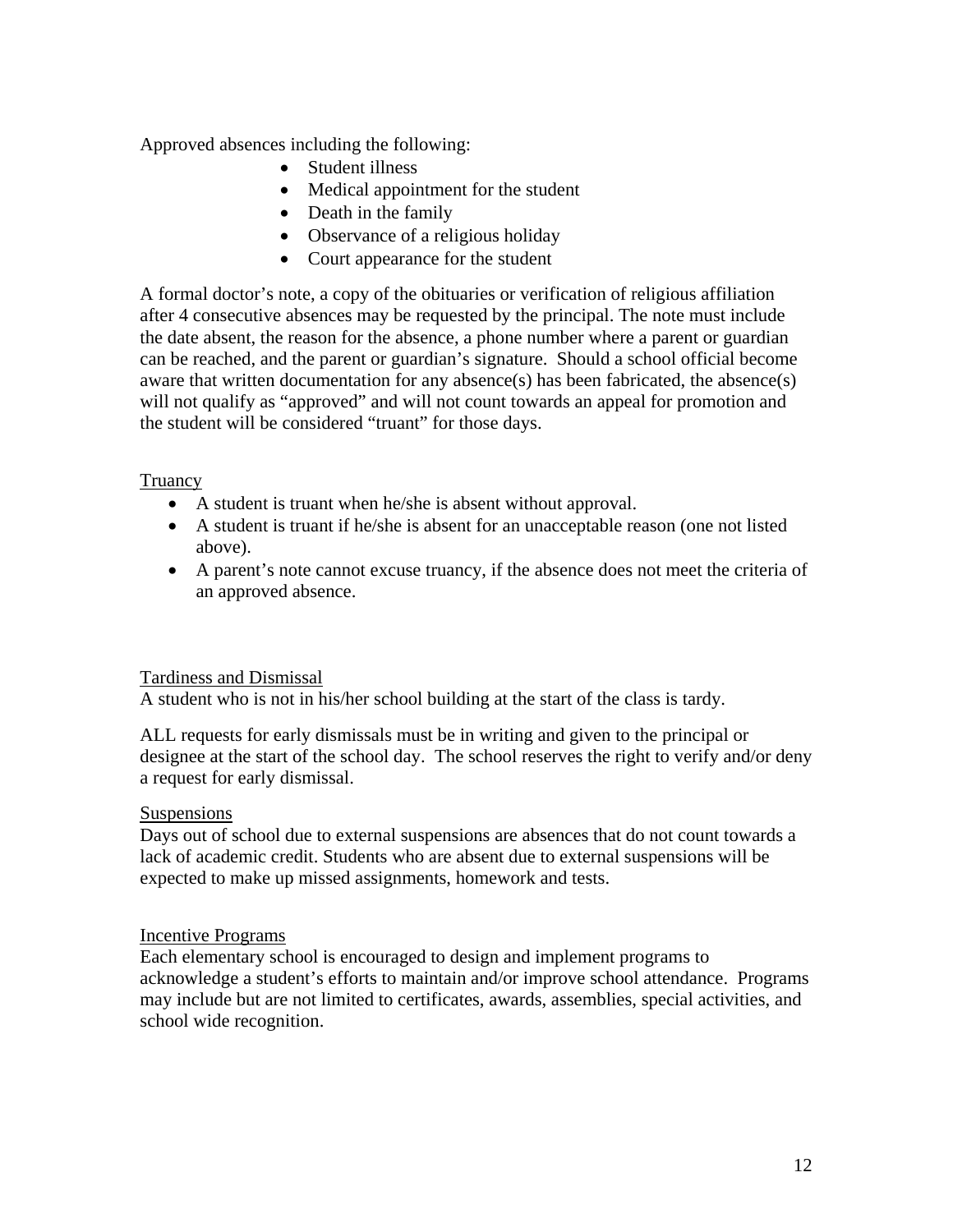Approved absences including the following:

- Student illness
- Medical appointment for the student
- Death in the family
- Observance of a religious holiday
- Court appearance for the student

A formal doctor's note, a copy of the obituaries or verification of religious affiliation after 4 consecutive absences may be requested by the principal. The note must include the date absent, the reason for the absence, a phone number where a parent or guardian can be reached, and the parent or guardian's signature. Should a school official become aware that written documentation for any absence(s) has been fabricated, the absence(s) will not qualify as "approved" and will not count towards an appeal for promotion and the student will be considered "truant" for those days.

### Truancy

- A student is truant when he/she is absent without approval.
- A student is truant if he/she is absent for an unacceptable reason (one not listed above).
- A parent's note cannot excuse truancy, if the absence does not meet the criteria of an approved absence.

### Tardiness and Dismissal

A student who is not in his/her school building at the start of the class is tardy.

ALL requests for early dismissals must be in writing and given to the principal or designee at the start of the school day. The school reserves the right to verify and/or deny a request for early dismissal.

### Suspensions

Days out of school due to external suspensions are absences that do not count towards a lack of academic credit. Students who are absent due to external suspensions will be expected to make up missed assignments, homework and tests.

### Incentive Programs

Each elementary school is encouraged to design and implement programs to acknowledge a student's efforts to maintain and/or improve school attendance. Programs may include but are not limited to certificates, awards, assemblies, special activities, and school wide recognition.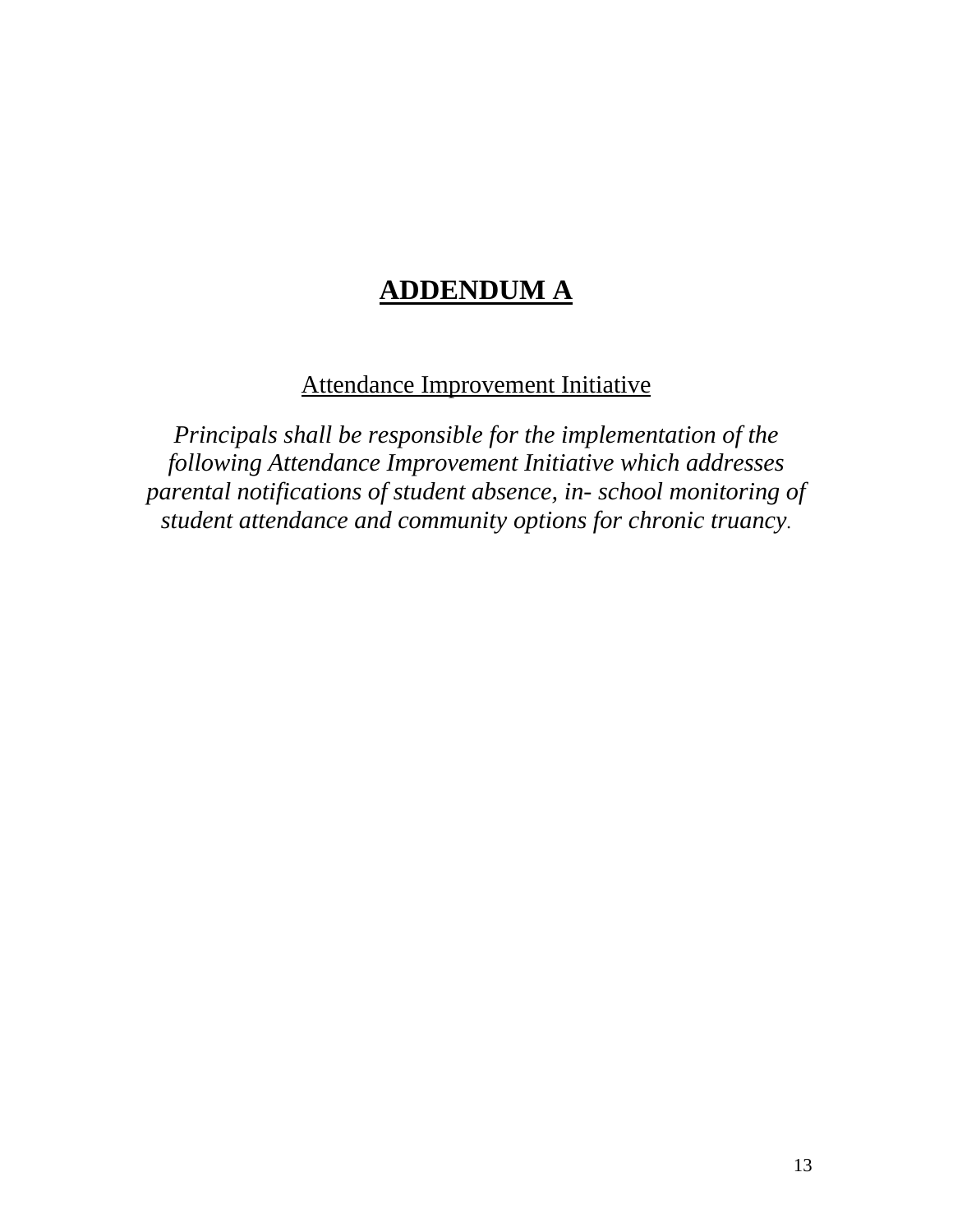# ADDENDUM A

Attendance Improvement Initiative

*Principals shall be responsible for the implementation of the following Attendance Improvement Initiative which addresses parental notifications of student absence, in- school monitoring of student attendance and community options for chronic truancy.*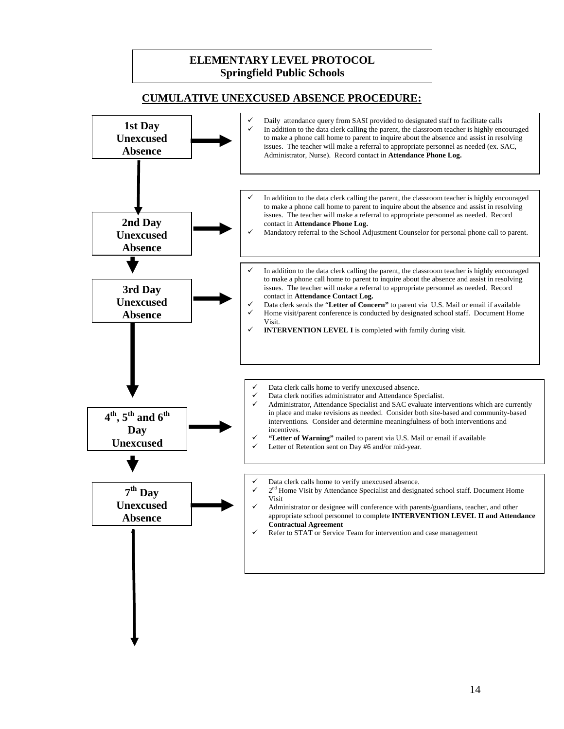# ELEMENTARY LEVEL PROTOCOL
## Springfield Public Schools

## CUMULATIVE UNEXCUSED ABSENCE PROCEDURE:

### 1st Day Unexcused Absence

- ✓ Daily attendance query from SASI provided to designated staff to facilitate calls
- ✓ In addition to the data clerk calling the parent, the classroom teacher is highly encouraged to make a phone call home to parent to inquire about the absence and assist in resolving issues. The teacher will make a referral to appropriate personnel as needed (ex. SAC, Administrator, Nurse). Record contact in **Attendance Phone Log.**

### 2nd Day Unexcused Absence

- ✓ In addition to the data clerk calling the parent, the classroom teacher is highly encouraged to make a phone call home to parent to inquire about the absence and assist in resolving issues. The teacher will make a referral to appropriate personnel as needed. Record contact in **Attendance Phone Log.**
- ✓ Mandatory referral to the School Adjustment Counselor for personal phone call to parent.

### 3rd Day Unexcused Absence

- ✓ In addition to the data clerk calling the parent, the classroom teacher is highly encouraged to make a phone call home to parent to inquire about the absence and assist in resolving issues. The teacher will make a referral to appropriate personnel as needed. Record contact in **Attendance Contact Log.**
- ✓ Data clerk sends the "**Letter of Concern"** to parent via U.S. Mail or email if available
- ✓ Home visit/parent conference is conducted by designated school staff. Document Home Visit.
- ✓ **INTERVENTION LEVEL I** is completed with family during visit.

### 4th, 5th and 6th Day Unexcused

- ✓ Data clerk calls home to verify unexcused absence.
- ✓ Data clerk notifies administrator and Attendance Specialist.
- ✓ Administrator, Attendance Specialist and SAC evaluate interventions which are currently in place and make revisions as needed. Consider both site-based and community-based interventions. Consider and determine meaningfulness of both interventions and incentives.
- ✓ **"Letter of Warning"** mailed to parent via U.S. Mail or email if available
- ✓ Letter of Retention sent on Day #6 and/or mid-year.

### 7th Day Unexcused Absence

- ✓ Data clerk calls home to verify unexcused absence.
- ✓ 2nd Home Visit by Attendance Specialist and designated school staff. Document Home Visit
- ✓ Administrator or designee will conference with parents/guardians, teacher, and other appropriate school personnel to complete **INTERVENTION LEVEL II and Attendance Contractual Agreement**
- ✓ Refer to STAT or Service Team for intervention and case management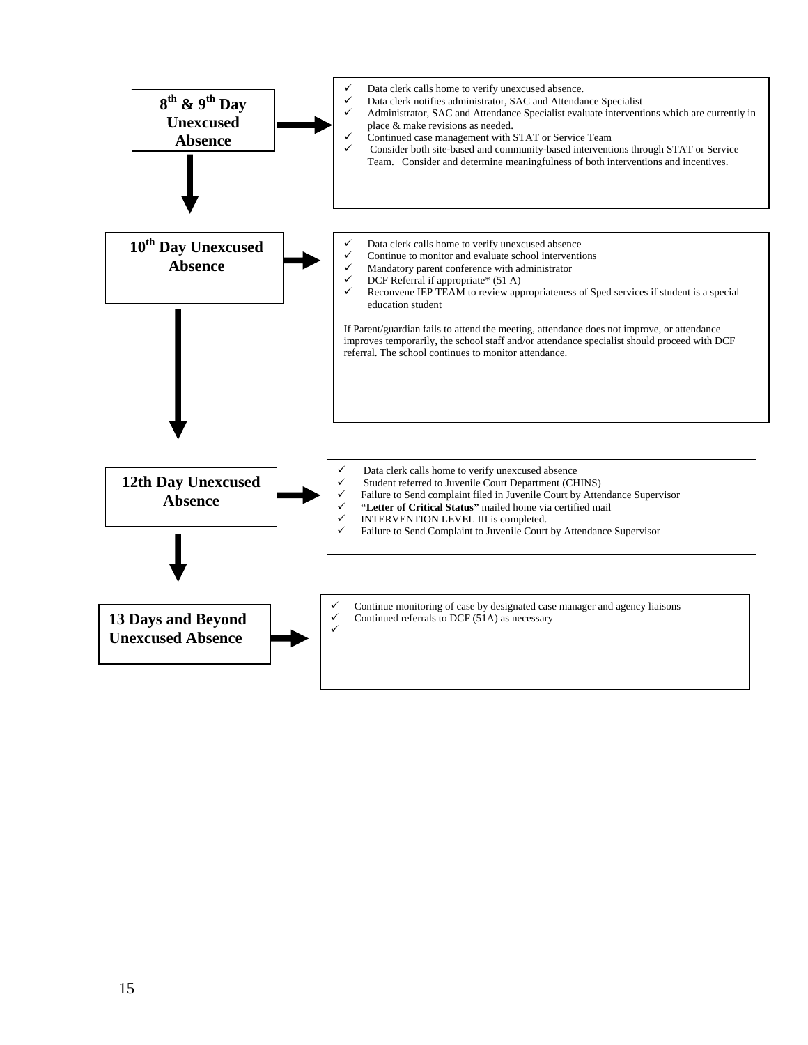**8th & 9th Day Unexcused Absence**

- ✓ Data clerk calls home to verify unexcused absence.
- ✓ Data clerk notifies administrator, SAC and Attendance Specialist
- ✓ Administrator, SAC and Attendance Specialist evaluate interventions which are currently in place & make revisions as needed.
- ✓ Continued case management with STAT or Service Team
- ✓ Consider both site-based and community-based interventions through STAT or Service Team. Consider and determine meaningfulness of both interventions and incentives.

**10th Day Unexcused Absence**

- ✓ Data clerk calls home to verify unexcused absence
- ✓ Continue to monitor and evaluate school interventions
- ✓ Mandatory parent conference with administrator
- ✓ DCF Referral if appropriate* (51 A)
- ✓ Reconvene IEP TEAM to review appropriateness of Sped services if student is a special education student

If Parent/guardian fails to attend the meeting, attendance does not improve, or attendance improves temporarily, the school staff and/or attendance specialist should proceed with DCF referral. The school continues to monitor attendance.

**12th Day Unexcused Absence**

- ✓ Data clerk calls home to verify unexcused absence
- ✓ Student referred to Juvenile Court Department (CHINS)
- ✓ Failure to Send complaint filed in Juvenile Court by Attendance Supervisor
- ✓ **"Letter of Critical Status"** mailed home via certified mail
- ✓ INTERVENTION LEVEL III is completed.
- ✓ Failure to Send Complaint to Juvenile Court by Attendance Supervisor

**13 Days and Beyond Unexcused Absence**

- ✓ Continue monitoring of case by designated case manager and agency liaisons
- ✓ Continued referrals to DCF (51A) as necessary
- ✓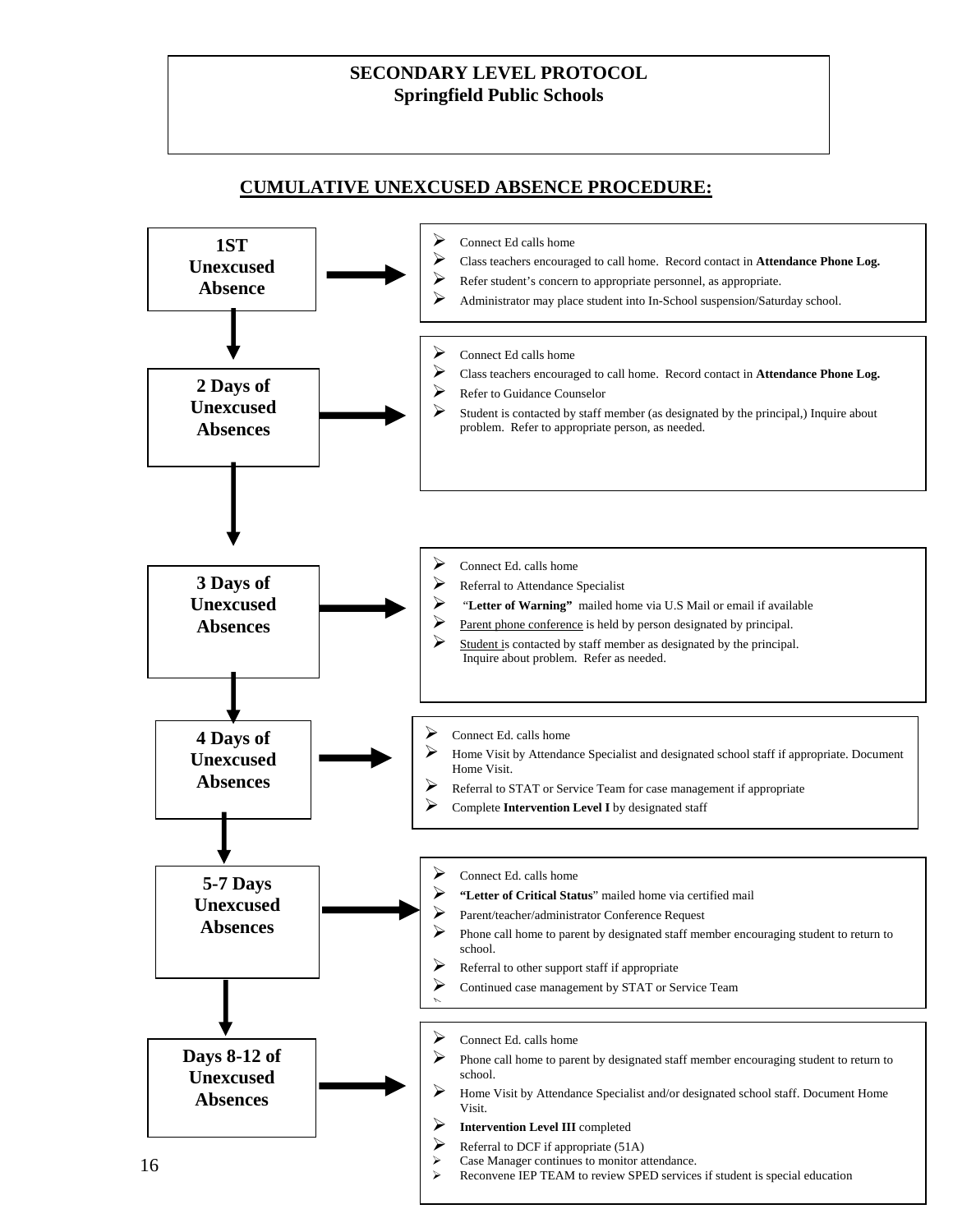# SECONDARY LEVEL PROTOCOL
## Springfield Public Schools

**CUMULATIVE UNEXCUSED ABSENCE PROCEDURE:**

### 1ST Unexcused Absence

- Connect Ed calls home
- Class teachers encouraged to call home. Record contact in **Attendance Phone Log.**
- Refer student's concern to appropriate personnel, as appropriate.
- Administrator may place student into In-School suspension/Saturday school.

### 2 Days of Unexcused Absences

- Connect Ed calls home
- Class teachers encouraged to call home. Record contact in **Attendance Phone Log.**
- Refer to Guidance Counselor
- Student is contacted by staff member (as designated by the principal,) Inquire about problem. Refer to appropriate person, as needed.

### 3 Days of Unexcused Absences

- Connect Ed. calls home
- Referral to Attendance Specialist
- "**Letter of Warning"** mailed home via U.S Mail or email if available
- Parent phone conference is held by person designated by principal.
- Student is contacted by staff member as designated by the principal. Inquire about problem. Refer as needed.

### 4 Days of Unexcused Absences

- Connect Ed. calls home
- Home Visit by Attendance Specialist and designated school staff if appropriate. Document Home Visit.
- Referral to STAT or Service Team for case management if appropriate
- Complete **Intervention Level I** by designated staff

### 5-7 Days Unexcused Absences

- Connect Ed. calls home
- **"Letter of Critical Status"** mailed home via certified mail
- Parent/teacher/administrator Conference Request
- Phone call home to parent by designated staff member encouraging student to return to school.
- Referral to other support staff if appropriate
- Continued case management by STAT or Service Team

### Days 8-12 of Unexcused Absences

- Connect Ed. calls home
- Phone call home to parent by designated staff member encouraging student to return to school.
- Home Visit by Attendance Specialist and/or designated school staff. Document Home Visit.
- **Intervention Level III** completed
- Referral to DCF if appropriate (51A)
- Case Manager continues to monitor attendance.
- Reconvene IEP TEAM to review SPED services if student is special education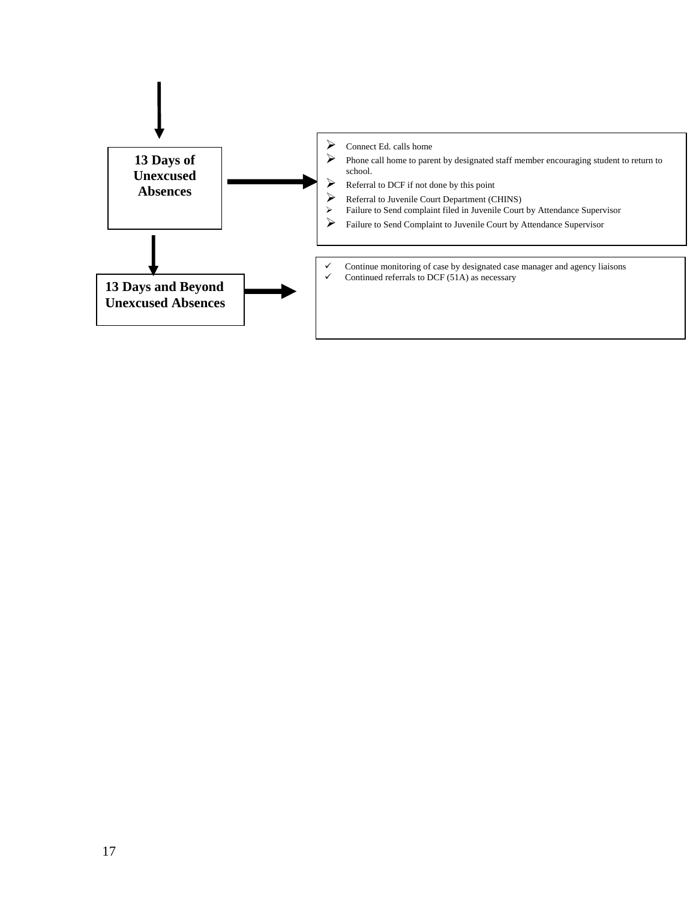**13 Days of Unexcused Absences**

- Connect Ed. calls home
- Phone call home to parent by designated staff member encouraging student to return to school.
- Referral to DCF if not done by this point
- Referral to Juvenile Court Department (CHINS)
- Failure to Send complaint filed in Juvenile Court by Attendance Supervisor
- Failure to Send Complaint to Juvenile Court by Attendance Supervisor

**13 Days and Beyond Unexcused Absences**

- ✓ Continue monitoring of case by designated case manager and agency liaisons
- ✓ Continued referrals to DCF (51A) as necessary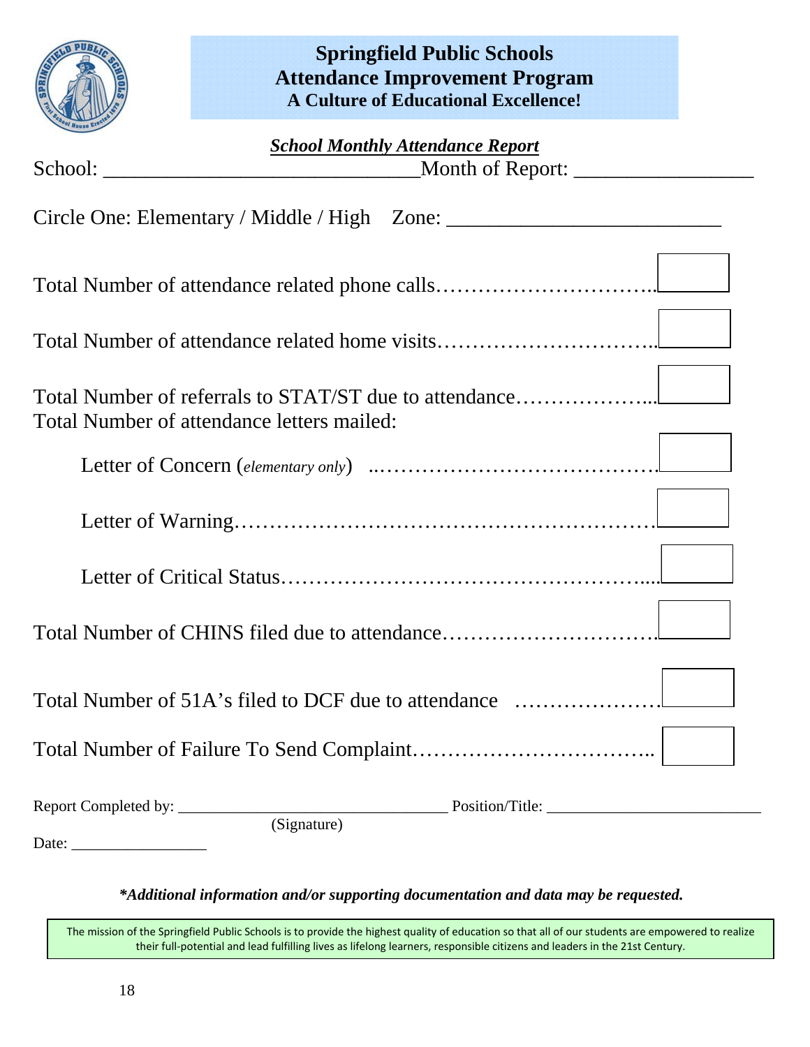**Springfield Public Schools**
**Attendance Improvement Program**
**A Culture of Educational Excellence!**

***School Monthly Attendance Report***

School: ______________________________ Month of Report: _________________

Circle One: Elementary / Middle / High Zone: __________________________

Total Number of attendance related phone calls………………………….. [ ]

Total Number of attendance related home visits………………………….. [ ]

Total Number of referrals to STAT/ST due to attendance………………... [ ]

Total Number of attendance letters mailed:

Letter of Concern (*elementary only*) ..………………………………… [ ]

Letter of Warning…………………………………………………… [ ]

Letter of Critical Status…………………………………………….... [ ]

Total Number of CHINS filed due to attendance…………………………. [ ]

Total Number of 51A's filed to DCF due to attendance ………………… [ ]

Total Number of Failure To Send Complaint…………………………….. [ ]

Report Completed by: _________________________________ Position/Title: __________________________
(Signature)

Date: _________________

***Additional information and/or supporting documentation and data may be requested.**

The mission of the Springfield Public Schools is to provide the highest quality of education so that all of our students are empowered to realize their full-potential and lead fulfilling lives as lifelong learners, responsible citizens and leaders in the 21st Century.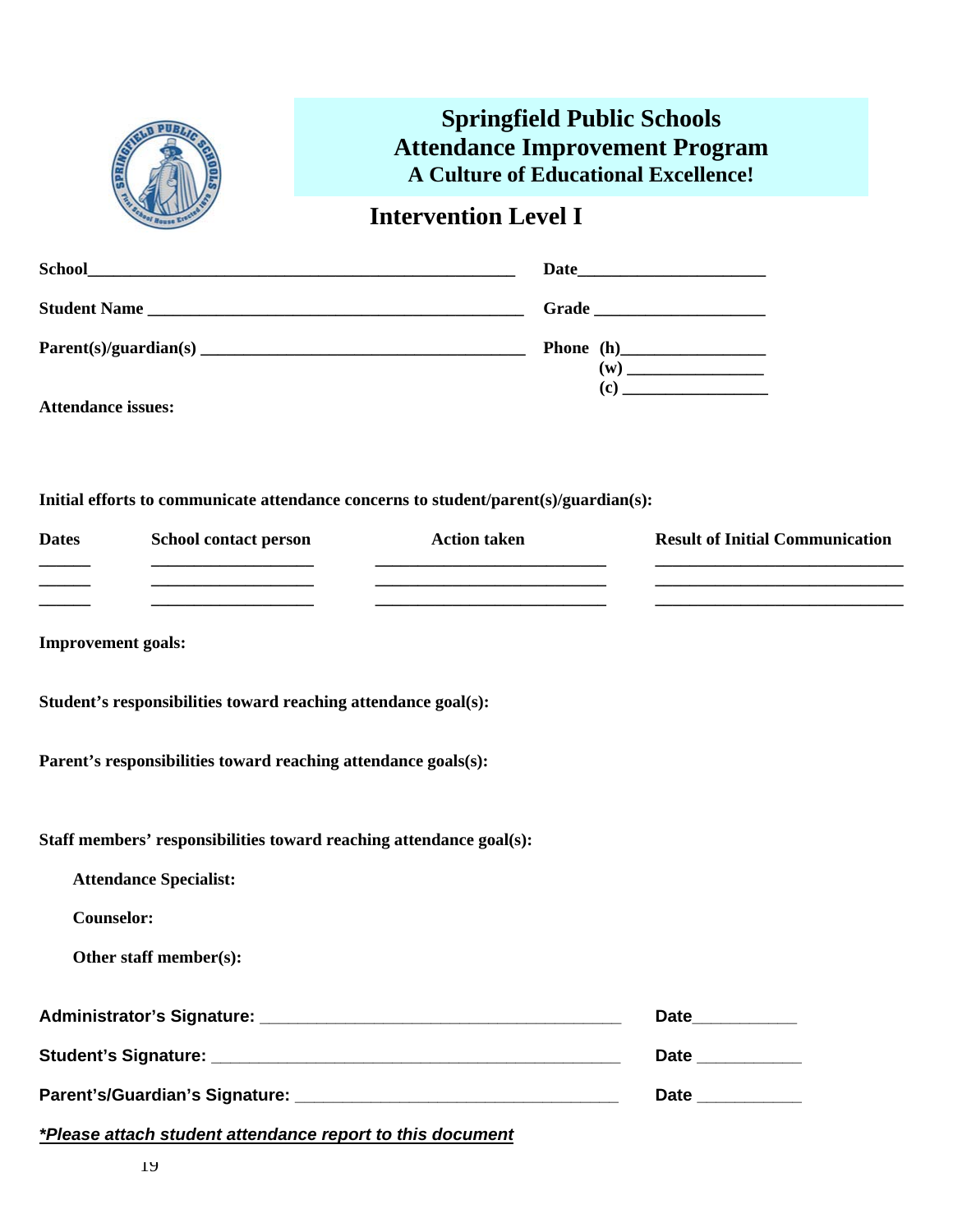# Springfield Public Schools
## Attendance Improvement Program
### A Culture of Educational Excellence!

## Intervention Level I

**School**\_\_\_\_\_\_\_\_\_\_\_\_\_\_\_\_\_\_\_\_\_\_\_\_\_\_\_\_\_\_\_\_\_\_\_\_\_\_\_\_\_\_\_\_\_\_\_\_ **Date**\_\_\_\_\_\_\_\_\_\_\_\_\_\_\_\_\_\_\_\_\_\_

**Student Name** \_\_\_\_\_\_\_\_\_\_\_\_\_\_\_\_\_\_\_\_\_\_\_\_\_\_\_\_\_\_\_\_\_\_\_\_\_\_\_\_\_\_\_\_ **Grade** \_\_\_\_\_\_\_\_\_\_\_\_\_\_\_\_\_\_\_\_

**Parent(s)/guardian(s)** \_\_\_\_\_\_\_\_\_\_\_\_\_\_\_\_\_\_\_\_\_\_\_\_\_\_\_\_\_\_\_\_\_\_\_\_\_\_ **Phone (h)**\_\_\_\_\_\_\_\_\_\_\_\_\_\_\_\_\_

**(w)** \_\_\_\_\_\_\_\_\_\_\_\_\_\_\_\_

**(c)** \_\_\_\_\_\_\_\_\_\_\_\_\_\_\_\_\_

**Attendance issues:**

**Initial efforts to communicate attendance concerns to student/parent(s)/guardian(s):**

| Dates | School contact person | Action taken | Result of Initial Communication |
|---|---|---|---|
| \_\_\_\_\_\_ | \_\_\_\_\_\_\_\_\_\_\_\_\_\_\_\_\_\_\_ | \_\_\_\_\_\_\_\_\_\_\_\_\_\_\_\_\_\_\_\_\_\_\_\_\_\_\_ | \_\_\_\_\_\_\_\_\_\_\_\_\_\_\_\_\_\_\_\_\_\_\_\_\_\_\_\_\_ |
| \_\_\_\_\_\_ | \_\_\_\_\_\_\_\_\_\_\_\_\_\_\_\_\_\_\_ | \_\_\_\_\_\_\_\_\_\_\_\_\_\_\_\_\_\_\_\_\_\_\_\_\_\_\_ | \_\_\_\_\_\_\_\_\_\_\_\_\_\_\_\_\_\_\_\_\_\_\_\_\_\_\_\_\_ |
| \_\_\_\_\_\_ | \_\_\_\_\_\_\_\_\_\_\_\_\_\_\_\_\_\_\_ | \_\_\_\_\_\_\_\_\_\_\_\_\_\_\_\_\_\_\_\_\_\_\_\_\_\_\_ | \_\_\_\_\_\_\_\_\_\_\_\_\_\_\_\_\_\_\_\_\_\_\_\_\_\_\_\_\_ |

**Improvement goals:**

**Student's responsibilities toward reaching attendance goal(s):**

**Parent's responsibilities toward reaching attendance goals(s):**

**Staff members' responsibilities toward reaching attendance goal(s):**

**Attendance Specialist:**

**Counselor:**

**Other staff member(s):**

**Administrator's Signature:** \_\_\_\_\_\_\_\_\_\_\_\_\_\_\_\_\_\_\_\_\_\_\_\_\_\_\_\_\_\_\_\_\_\_\_\_\_\_\_\_ **Date**\_\_\_\_\_\_\_\_\_\_\_

**Student's Signature:** \_\_\_\_\_\_\_\_\_\_\_\_\_\_\_\_\_\_\_\_\_\_\_\_\_\_\_\_\_\_\_\_\_\_\_\_\_\_\_\_\_\_\_\_ **Date** \_\_\_\_\_\_\_\_\_\_\_

**Parent's/Guardian's Signature:** \_\_\_\_\_\_\_\_\_\_\_\_\_\_\_\_\_\_\_\_\_\_\_\_\_\_\_\_\_\_\_\_\_\_\_\_ **Date** \_\_\_\_\_\_\_\_\_\_\_

***Please attach student attendance report to this document***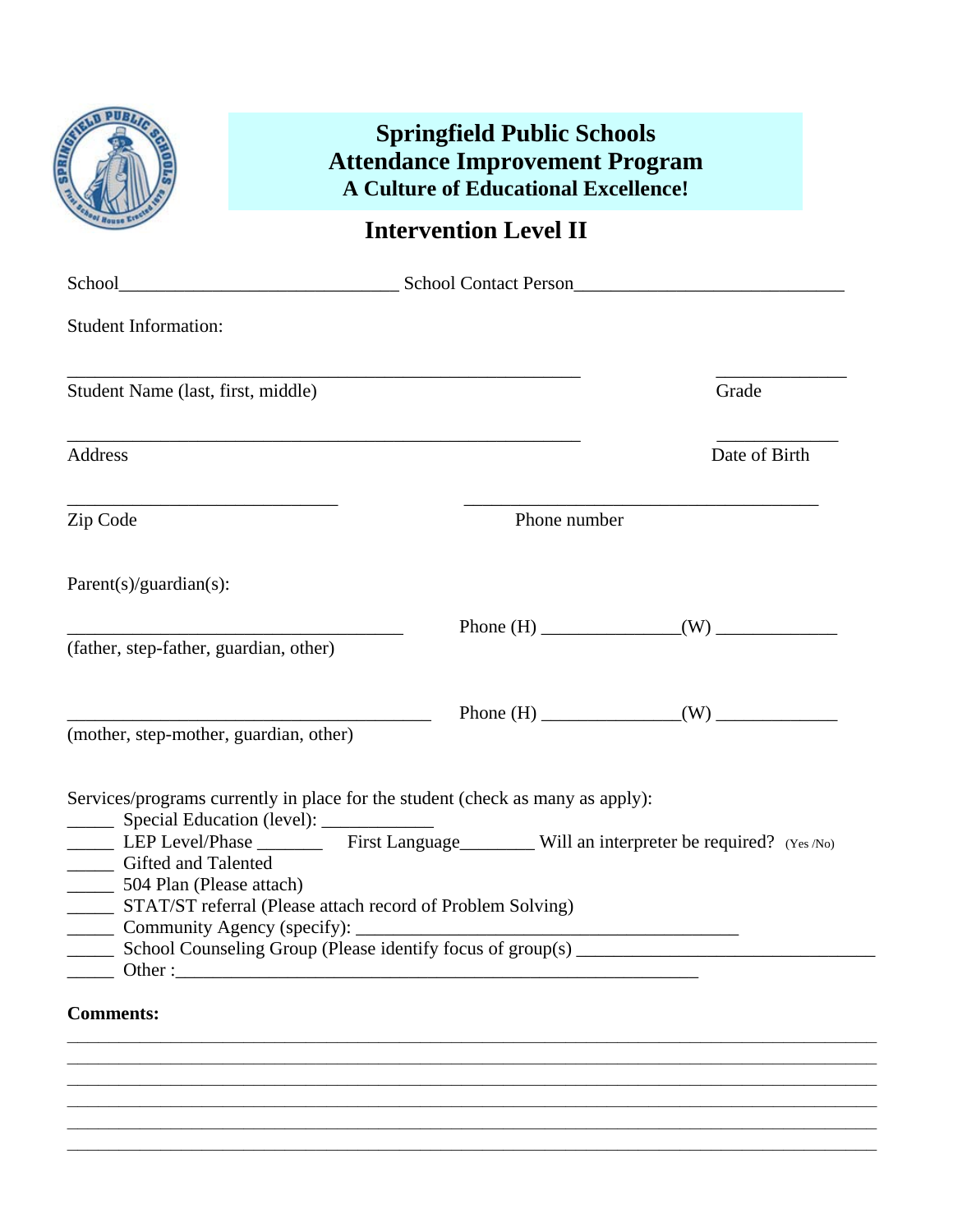# Springfield Public Schools
## Attendance Improvement Program
### A Culture of Educational Excellence!

## Intervention Level II

School______________________________ School Contact Person____________________________

Student Information:

_______________________________________________________ _____________

Student Name (last, first, middle) Grade

_______________________________________________________ _____________

Address Date of Birth

_____________________________ ______________________________________

Zip Code Phone number

Parent(s)/guardian(s):

____________________________________ Phone (H) ______________(W) _____________

(father, step-father, guardian, other)

_______________________________________ Phone (H) ______________(W) _____________

(mother, step-mother, guardian, other)

Services/programs currently in place for the student (check as many as apply):

_____ Special Education (level): ____________

_____ LEP Level/Phase _______ First Language________ Will an interpreter be required? (Yes /No)

_____ Gifted and Talented

_____ 504 Plan (Please attach)

_____ STAT/ST referral (Please attach record of Problem Solving)

_____ Community Agency (specify): _________________________________________

_____ School Counseling Group (Please identify focus of group(s) ________________________________

_____ Other :_________________________________________________________

**Comments:**

___________________________________________________________________________

___________________________________________________________________________

___________________________________________________________________________

___________________________________________________________________________

___________________________________________________________________________

___________________________________________________________________________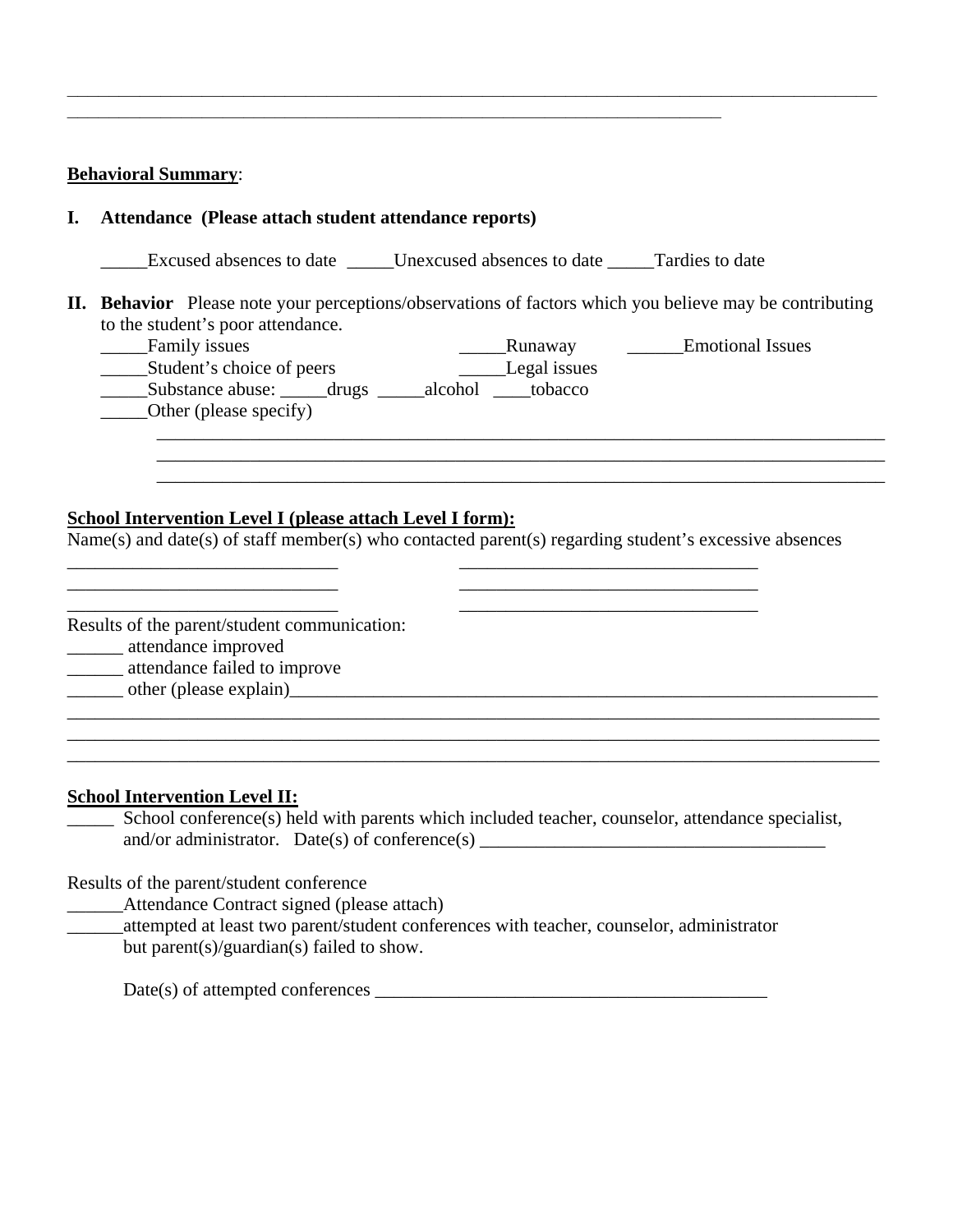\_\_\_\_\_\_\_\_\_\_\_\_\_\_\_\_\_\_\_\_\_\_\_\_\_\_\_\_\_\_\_\_\_\_\_\_\_\_\_\_\_\_\_\_\_\_\_\_\_\_\_\_\_\_\_\_\_\_\_\_\_\_\_\_\_\_\_\_\_\_\_\_\_\_\_\_\_\_\_\_\_\_\_\_\_\_\_\_\_\_
\_\_\_\_\_\_\_\_\_\_\_\_\_\_\_\_\_\_\_\_\_\_\_\_\_\_\_\_\_\_\_\_\_\_\_\_\_\_\_\_\_\_\_\_\_\_\_\_\_\_\_\_\_\_\_\_\_\_\_\_\_\_\_\_\_\_\_\_\_\_\_\_\_\_\_

**Behavioral Summary**:

**I. Attendance (Please attach student attendance reports)**

_____Excused absences to date _____Unexcused absences to date _____Tardies to date

**II. Behavior** Please note your perceptions/observations of factors which you believe may be contributing to the student's poor attendance.

_____Family issues _____Runaway ______Emotional Issues
_____Student's choice of peers _____Legal issues
_____Substance abuse: _____drugs _____alcohol ____tobacco
_____Other (please specify)

\_\_\_\_\_\_\_\_\_\_\_\_\_\_\_\_\_\_\_\_\_\_\_\_\_\_\_\_\_\_\_\_\_\_\_\_\_\_\_\_\_\_\_\_\_\_\_\_\_\_\_\_\_\_\_\_\_\_\_\_\_\_\_\_\_\_\_\_\_\_\_\_\_\_\_\_\_\_\_\_\_
\_\_\_\_\_\_\_\_\_\_\_\_\_\_\_\_\_\_\_\_\_\_\_\_\_\_\_\_\_\_\_\_\_\_\_\_\_\_\_\_\_\_\_\_\_\_\_\_\_\_\_\_\_\_\_\_\_\_\_\_\_\_\_\_\_\_\_\_\_\_\_\_\_\_\_\_\_\_\_\_\_
\_\_\_\_\_\_\_\_\_\_\_\_\_\_\_\_\_\_\_\_\_\_\_\_\_\_\_\_\_\_\_\_\_\_\_\_\_\_\_\_\_\_\_\_\_\_\_\_\_\_\_\_\_\_\_\_\_\_\_\_\_\_\_\_\_\_\_\_\_\_\_\_\_\_\_\_\_\_\_\_\_

**School Intervention Level I (please attach Level I form):**

Name(s) and date(s) of staff member(s) who contacted parent(s) regarding student's excessive absences

\_\_\_\_\_\_\_\_\_\_\_\_\_\_\_\_\_\_\_\_\_\_\_\_\_\_\_\_\_\_ \_\_\_\_\_\_\_\_\_\_\_\_\_\_\_\_\_\_\_\_\_\_\_\_\_\_\_\_\_\_\_\_\_
\_\_\_\_\_\_\_\_\_\_\_\_\_\_\_\_\_\_\_\_\_\_\_\_\_\_\_\_\_\_ \_\_\_\_\_\_\_\_\_\_\_\_\_\_\_\_\_\_\_\_\_\_\_\_\_\_\_\_\_\_\_\_\_
\_\_\_\_\_\_\_\_\_\_\_\_\_\_\_\_\_\_\_\_\_\_\_\_\_\_\_\_\_\_ \_\_\_\_\_\_\_\_\_\_\_\_\_\_\_\_\_\_\_\_\_\_\_\_\_\_\_\_\_\_\_\_\_

Results of the parent/student communication:
______ attendance improved
______ attendance failed to improve
______ other (please explain)\_\_\_\_\_\_\_\_\_\_\_\_\_\_\_\_\_\_\_\_\_\_\_\_\_\_\_\_\_\_\_\_\_\_\_\_\_\_\_\_\_\_\_\_\_\_\_\_\_\_\_\_\_\_\_\_\_\_\_\_\_\_\_\_
\_\_\_\_\_\_\_\_\_\_\_\_\_\_\_\_\_\_\_\_\_\_\_\_\_\_\_\_\_\_\_\_\_\_\_\_\_\_\_\_\_\_\_\_\_\_\_\_\_\_\_\_\_\_\_\_\_\_\_\_\_\_\_\_\_\_\_\_\_\_\_\_\_\_\_\_\_\_\_\_\_\_\_\_\_\_\_\_\_\_
\_\_\_\_\_\_\_\_\_\_\_\_\_\_\_\_\_\_\_\_\_\_\_\_\_\_\_\_\_\_\_\_\_\_\_\_\_\_\_\_\_\_\_\_\_\_\_\_\_\_\_\_\_\_\_\_\_\_\_\_\_\_\_\_\_\_\_\_\_\_\_\_\_\_\_\_\_\_\_\_\_\_\_\_\_\_\_\_\_\_
\_\_\_\_\_\_\_\_\_\_\_\_\_\_\_\_\_\_\_\_\_\_\_\_\_\_\_\_\_\_\_\_\_\_\_\_\_\_\_\_\_\_\_\_\_\_\_\_\_\_\_\_\_\_\_\_\_\_\_\_\_\_\_\_\_\_\_\_\_\_\_\_\_\_\_\_\_\_\_\_\_\_\_\_\_\_\_\_\_\_

**School Intervention Level II:**

_____ School conference(s) held with parents which included teacher, counselor, attendance specialist, and/or administrator. Date(s) of conference(s) \_\_\_\_\_\_\_\_\_\_\_\_\_\_\_\_\_\_\_\_\_\_\_\_\_\_\_\_\_\_\_\_\_\_\_\_\_\_\_

Results of the parent/student conference
______Attendance Contract signed (please attach)
______attempted at least two parent/student conferences with teacher, counselor, administrator but parent(s)/guardian(s) failed to show.

Date(s) of attempted conferences \_\_\_\_\_\_\_\_\_\_\_\_\_\_\_\_\_\_\_\_\_\_\_\_\_\_\_\_\_\_\_\_\_\_\_\_\_\_\_\_\_\_\_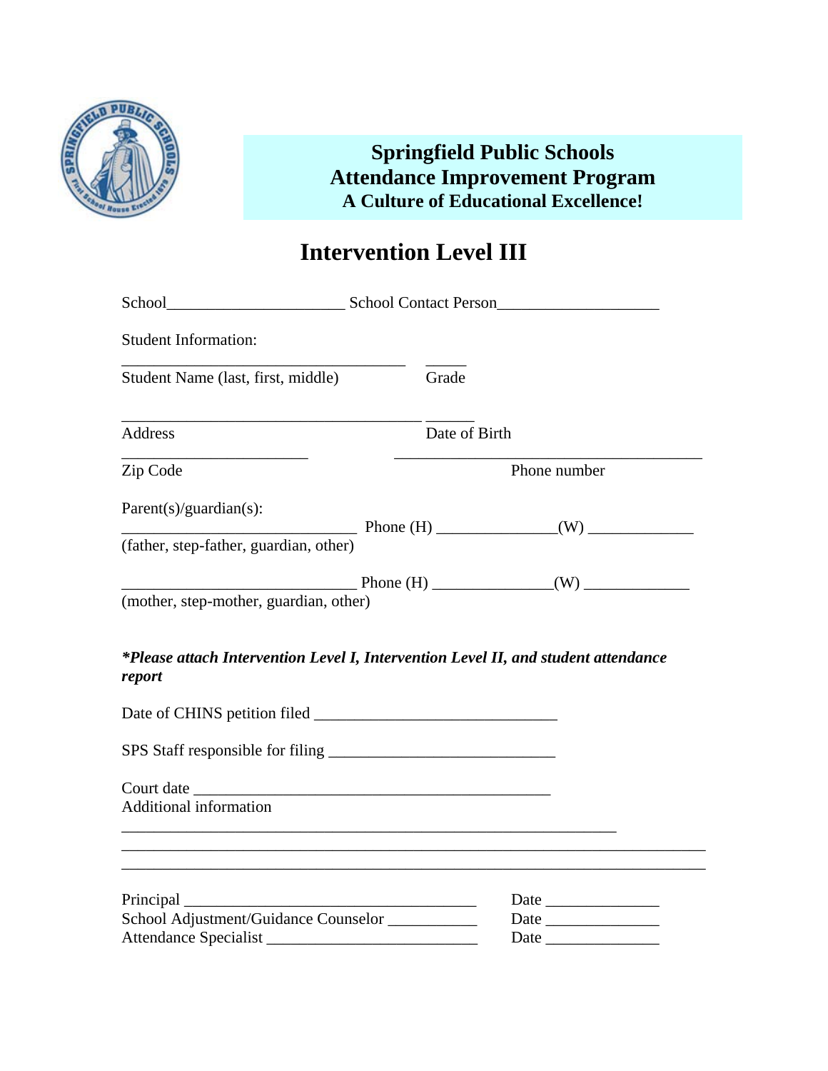**Springfield Public Schools**
**Attendance Improvement Program**
**A Culture of Educational Excellence!**

# Intervention Level III

School_____________________ School Contact Person___________________

Student Information:

_________________________________ _____
Student Name (last, first, middle) Grade

___________________________________ ______
Address Date of Birth

______________________ ____________________________________
Zip Code Phone number

Parent(s)/guardian(s):
____________________________ Phone (H) _____________(W) ____________
(father, step-father, guardian, other)

____________________________ Phone (H) _____________(W) ____________
(mother, step-mother, guardian, other)

***Please attach Intervention Level I, Intervention Level II, and student attendance report**

Date of CHINS petition filed ____________________________

SPS Staff responsible for filing __________________________

Court date _________________________________________
Additional information
__________________________________________________________
_____________________________________________________________________
_____________________________________________________________________

Principal __________________________________ Date _____________
School Adjustment/Guidance Counselor __________ Date _____________
Attendance Specialist _________________________ Date _____________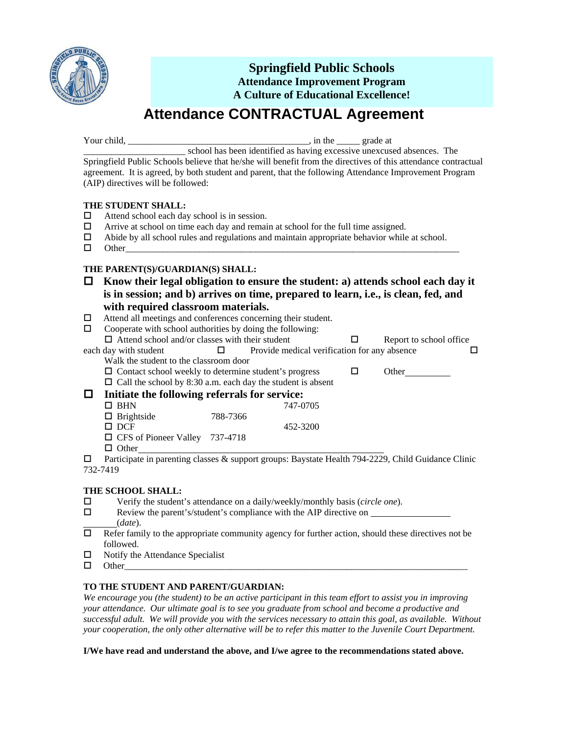# Springfield Public Schools
## Attendance Improvement Program
## A Culture of Educational Excellence!

# Attendance CONTRACTUAL Agreement

Your child, ______________________________________, in the _____ grade at _____________________ school has been identified as having excessive unexcused absences. The Springfield Public Schools believe that he/she will benefit from the directives of this attendance contractual agreement. It is agreed, by both student and parent, that the following Attendance Improvement Program (AIP) directives will be followed:

**THE STUDENT SHALL:**

- ☐ Attend school each day school is in session.
- ☐ Arrive at school on time each day and remain at school for the full time assigned.
- ☐ Abide by all school rules and regulations and maintain appropriate behavior while at school.
- ☐ Other_____________________________________________________________________________

**THE PARENT(S)/GUARDIAN(S) SHALL:**

- ☐ **Know their legal obligation to ensure the student: a) attends school each day it is in session; and b) arrives on time, prepared to learn, i.e., is clean, fed, and with required classroom materials.**
- ☐ Attend all meetings and conferences concerning their student.
- ☐ Cooperate with school authorities by doing the following:
  - ☐ Attend school and/or classes with their student
  - ☐ Report to school office each day with student
  - ☐ Provide medical verification for any absence
  - ☐ Walk the student to the classroom door
  - ☐ Contact school weekly to determine student's progress
  - ☐ Other__________
  - ☐ Call the school by 8:30 a.m. each day the student is absent
- ☐ **Initiate the following referrals for service:**
  - ☐ BHN 747-0705
  - ☐ Brightside 788-7366
  - ☐ DCF 452-3200
  - ☐ CFS of Pioneer Valley 737-4718
  - ☐ Other_____________________________________________________
- ☐ Participate in parenting classes & support groups: Baystate Health 794-2229, Child Guidance Clinic 732-7419

**THE SCHOOL SHALL:**

- ☐ Verify the student's attendance on a daily/weekly/monthly basis (*circle one*).
- ☐ Review the parent's/student's compliance with the AIP directive on _________________ (*date*).
- ☐ Refer family to the appropriate community agency for further action, should these directives not be followed.
- ☐ Notify the Attendance Specialist
- ☐ Other_____________________________________________________________________________

**TO THE STUDENT AND PARENT/GUARDIAN:**

*We encourage you (the student) to be an active participant in this team effort to assist you in improving your attendance. Our ultimate goal is to see you graduate from school and become a productive and successful adult. We will provide you with the services necessary to attain this goal, as available. Without your cooperation, the only other alternative will be to refer this matter to the Juvenile Court Department.*

**I/We have read and understand the above, and I/we agree to the recommendations stated above.**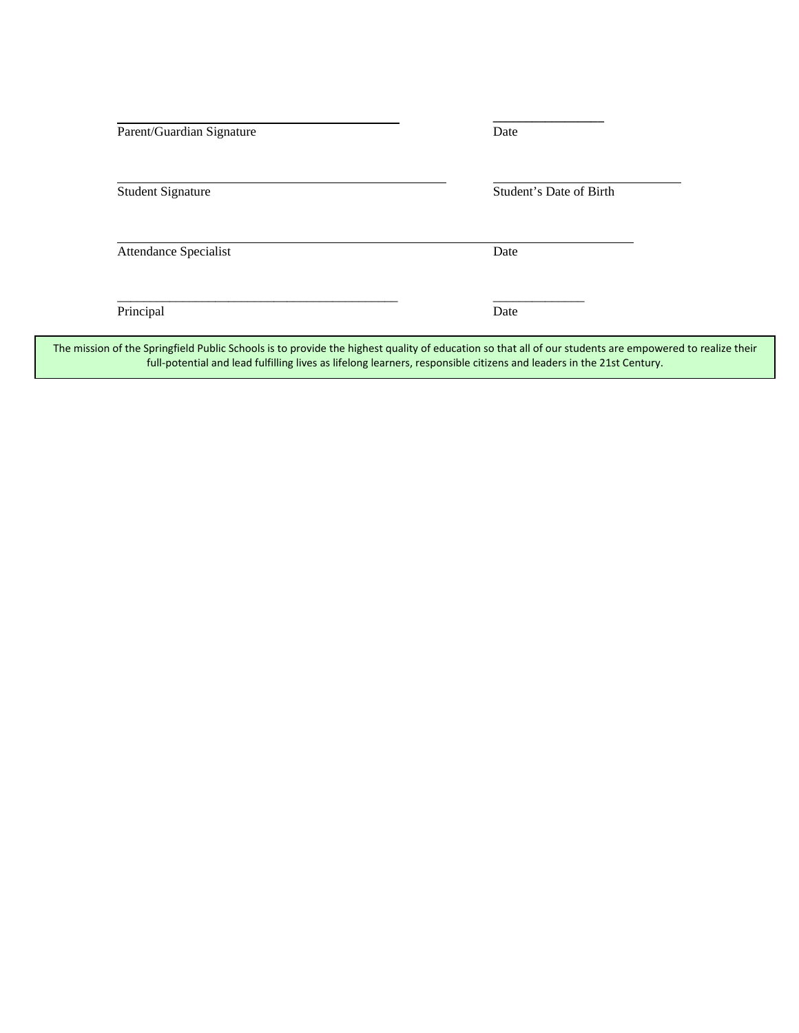\_\_\_\_\_\_\_\_\_\_\_\_\_\_\_\_\_\_\_\_\_\_\_\_\_\_\_\_\_\_\_\_\_\_\_\_\_\_\_\_\_\_ \_\_\_\_\_\_\_\_\_\_\_\_\_\_\_\_\_
Parent/Guardian Signature Date

\_\_\_\_\_\_\_\_\_\_\_\_\_\_\_\_\_\_\_\_\_\_\_\_\_\_\_\_\_\_\_\_\_\_\_\_\_\_\_\_\_\_\_\_\_\_\_\_ \_\_\_\_\_\_\_\_\_\_\_\_\_\_\_\_\_\_\_\_\_\_\_\_\_\_\_\_
Student Signature Student's Date of Birth

\_\_\_\_\_\_\_\_\_\_\_\_\_\_\_\_\_\_\_\_\_\_\_\_\_\_\_\_\_\_\_\_\_\_\_\_\_\_\_\_\_\_\_\_\_\_\_\_\_\_\_\_\_\_\_\_\_\_\_\_\_\_\_\_\_\_\_\_\_\_\_\_\_\_\_\_
Attendance Specialist Date

\_\_\_\_\_\_\_\_\_\_\_\_\_\_\_\_\_\_\_\_\_\_\_\_\_\_\_\_\_\_\_\_\_\_\_\_\_\_\_\_\_\_ \_\_\_\_\_\_\_\_\_\_\_\_\_\_
Principal Date

The mission of the Springfield Public Schools is to provide the highest quality of education so that all of our students are empowered to realize their full-potential and lead fulfilling lives as lifelong learners, responsible citizens and leaders in the 21st Century.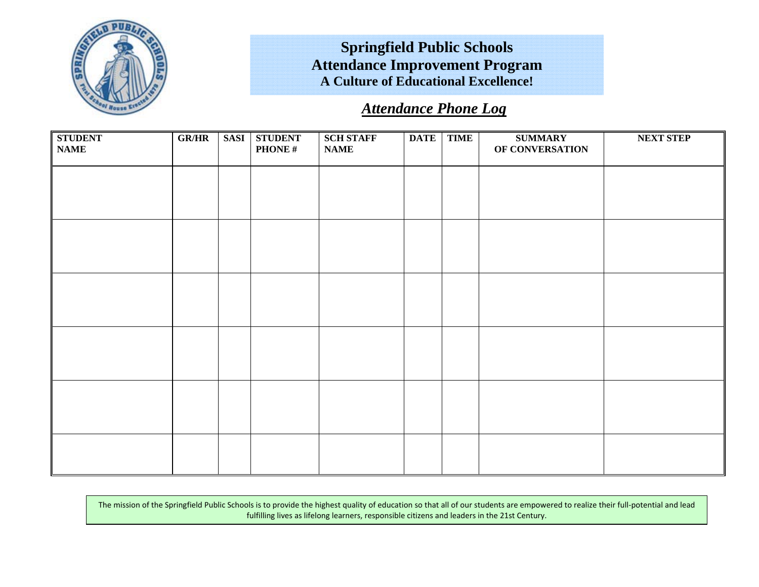# Springfield Public Schools
# Attendance Improvement Program
## A Culture of Educational Excellence!

## *Attendance Phone Log*

| STUDENT NAME | GR/HR | SASI | STUDENT PHONE # | SCH STAFF NAME | DATE | TIME | SUMMARY OF CONVERSATION | NEXT STEP |
|---|---|---|---|---|---|---|---|---|
| | | | | | | | | |
| | | | | | | | | |
| | | | | | | | | |
| | | | | | | | | |
| | | | | | | | | |
| | | | | | | | | |

The mission of the Springfield Public Schools is to provide the highest quality of education so that all of our students are empowered to realize their full-potential and lead fulfilling lives as lifelong learners, responsible citizens and leaders in the 21st Century.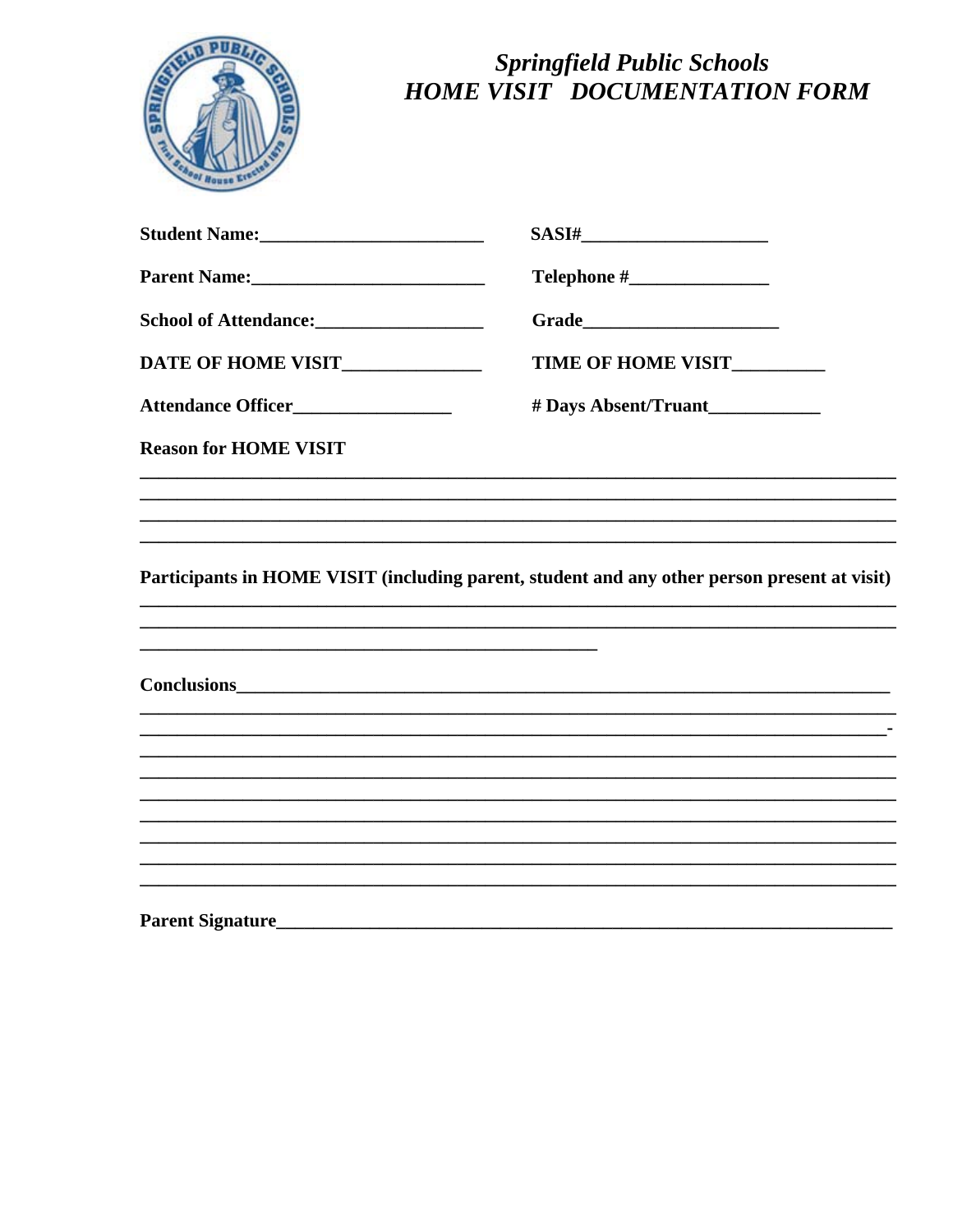# *Springfield Public Schools*
# *HOME VISIT DOCUMENTATION FORM*

**Student Name:**________________________ **SASI#**____________________

**Parent Name:**_________________________ **Telephone #**_______________

**School of Attendance:**__________________ **Grade**_____________________

**DATE OF HOME VISIT**_______________ **TIME OF HOME VISIT**__________

**Attendance Officer**_________________ **# Days Absent/Truant**____________

**Reason for HOME VISIT**

______________________________________________________________________________
______________________________________________________________________________
______________________________________________________________________________
______________________________________________________________________________

**Participants in HOME VISIT (including parent, student and any other person present at visit)**

______________________________________________________________________________
______________________________________________________________________________
__________________________________________________

**Conclusions**______________________________________________________________________

______________________________________________________________________________
_____________________________________________________________________________-
______________________________________________________________________________
______________________________________________________________________________
______________________________________________________________________________
______________________________________________________________________________
______________________________________________________________________________
______________________________________________________________________________
______________________________________________________________________________

**Parent Signature**_________________________________________________________________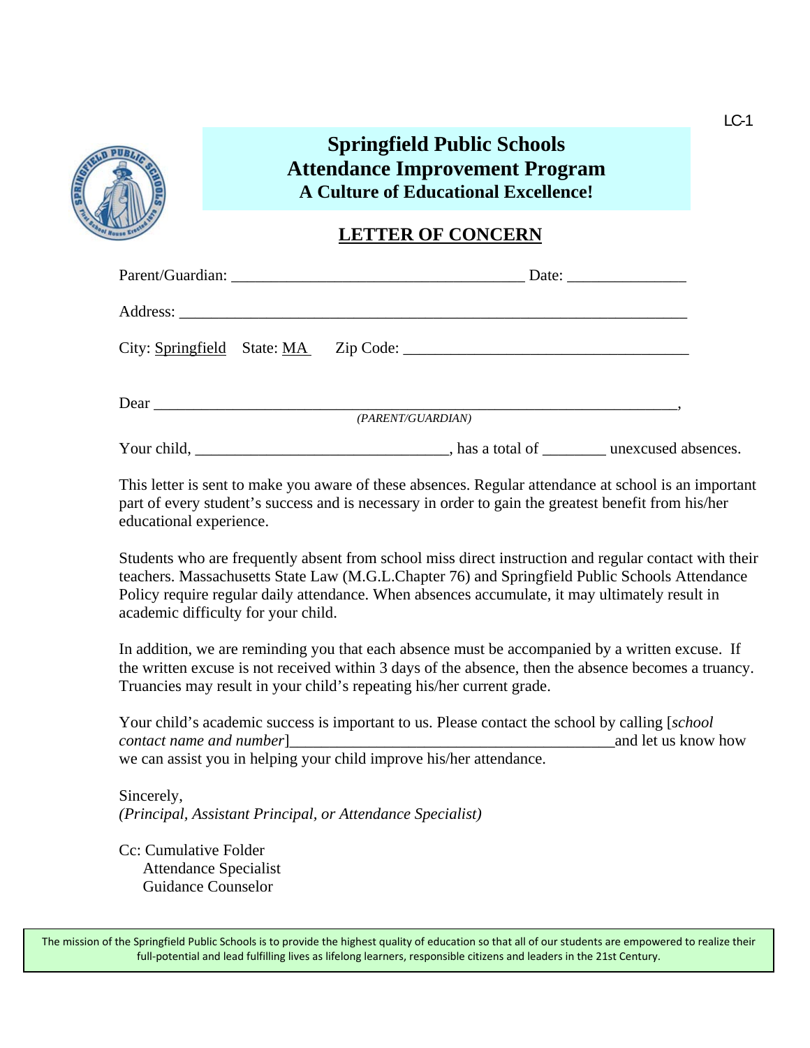LC-1

# Springfield Public Schools
## Attendance Improvement Program
### A Culture of Educational Excellence!

## LETTER OF CONCERN

Parent/Guardian: ____________________________________ Date: ______________

Address: ______________________________________________________________

City: Springfield State: MA Zip Code: __________________________________

Dear ________________________________________________________________,
*(PARENT/GUARDIAN)*

Your child, _______________________________, has a total of ________ unexcused absences.

This letter is sent to make you aware of these absences. Regular attendance at school is an important part of every student's success and is necessary in order to gain the greatest benefit from his/her educational experience.

Students who are frequently absent from school miss direct instruction and regular contact with their teachers. Massachusetts State Law (M.G.L.Chapter 76) and Springfield Public Schools Attendance Policy require regular daily attendance. When absences accumulate, it may ultimately result in academic difficulty for your child.

In addition, we are reminding you that each absence must be accompanied by a written excuse. If the written excuse is not received within 3 days of the absence, then the absence becomes a truancy. Truancies may result in your child's repeating his/her current grade.

Your child's academic success is important to us. Please contact the school by calling [*school contact name and number*]________________________________________and let us know how we can assist you in helping your child improve his/her attendance.

Sincerely,
*(Principal, Assistant Principal, or Attendance Specialist)*

Cc: Cumulative Folder
Attendance Specialist
Guidance Counselor

The mission of the Springfield Public Schools is to provide the highest quality of education so that all of our students are empowered to realize their full-potential and lead fulfilling lives as lifelong learners, responsible citizens and leaders in the 21st Century.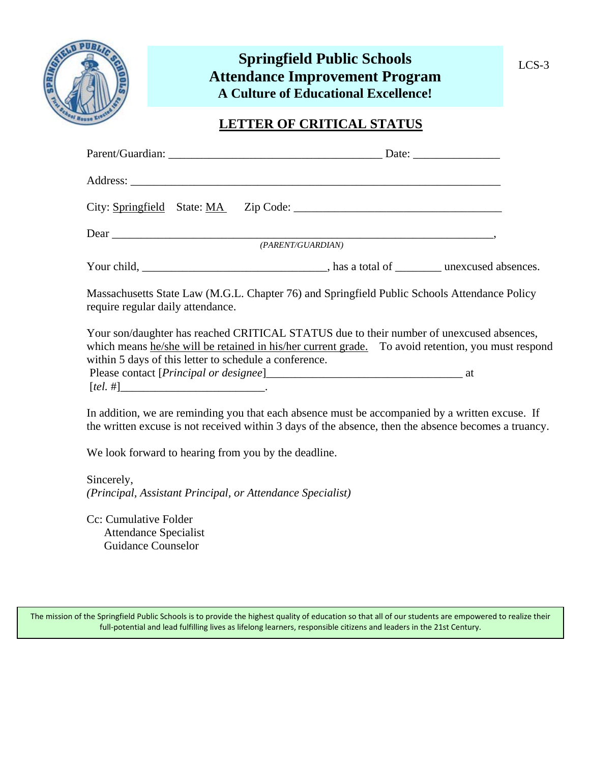# Springfield Public Schools
## Attendance Improvement Program
### A Culture of Educational Excellence!

LCS-3

## LETTER OF CRITICAL STATUS

Parent/Guardian: ______________________________________ Date: _______________

Address: ____________________________________________________________________

City: Springfield State: MA Zip Code: ____________________________________

Dear ___________________________________________________________________,
*(PARENT/GUARDIAN)*

Your child, _________________________________, has a total of ________ unexcused absences.

Massachusetts State Law (M.G.L. Chapter 76) and Springfield Public Schools Attendance Policy require regular daily attendance.

Your son/daughter has reached CRITICAL STATUS due to their number of unexcused absences, which means he/she will be retained in his/her current grade. To avoid retention, you must respond within 5 days of this letter to schedule a conference.
Please contact [*Principal or designee*]__________________________________ at [*tel. #*]_________________________.

In addition, we are reminding you that each absence must be accompanied by a written excuse. If the written excuse is not received within 3 days of the absence, then the absence becomes a truancy.

We look forward to hearing from you by the deadline.

Sincerely,
*(Principal, Assistant Principal, or Attendance Specialist)*

Cc: Cumulative Folder
Attendance Specialist
Guidance Counselor

The mission of the Springfield Public Schools is to provide the highest quality of education so that all of our students are empowered to realize their full-potential and lead fulfilling lives as lifelong learners, responsible citizens and leaders in the 21st Century.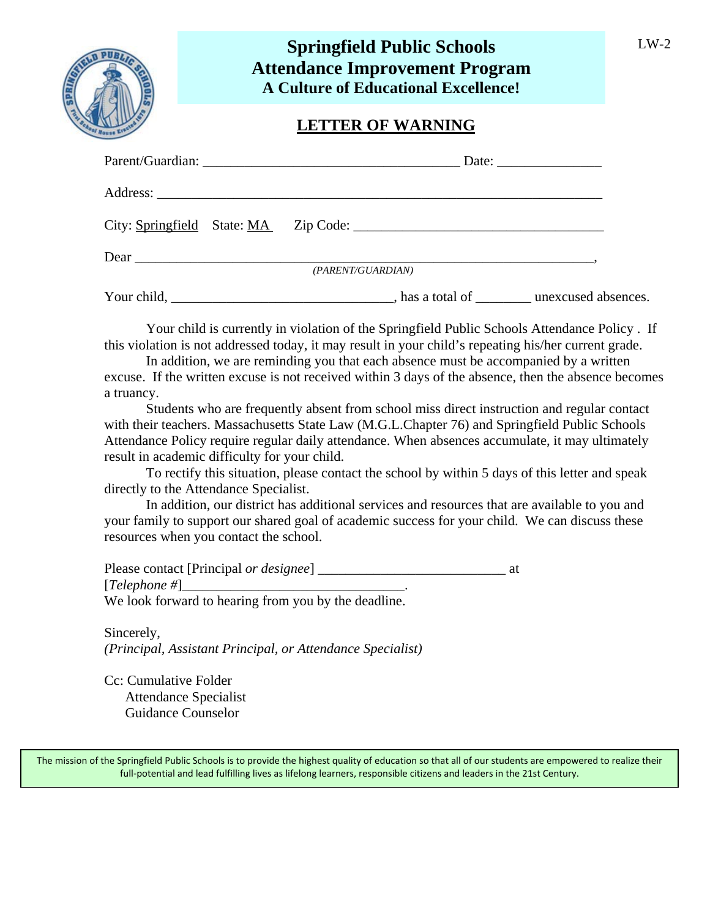LW-2

# Springfield Public Schools
## Attendance Improvement Program
### A Culture of Educational Excellence!

## LETTER OF WARNING

Parent/Guardian: ____________________________________ Date: _______________

Address: _________________________________________________________________

City: Springfield State: MA Zip Code: ___________________________________

Dear ________________________________________________________________,
*(PARENT/GUARDIAN)*

Your child, ________________________________, has a total of ________ unexcused absences.

Your child is currently in violation of the Springfield Public Schools Attendance Policy . If this violation is not addressed today, it may result in your child's repeating his/her current grade.

In addition, we are reminding you that each absence must be accompanied by a written excuse. If the written excuse is not received within 3 days of the absence, then the absence becomes a truancy.

Students who are frequently absent from school miss direct instruction and regular contact with their teachers. Massachusetts State Law (M.G.L.Chapter 76) and Springfield Public Schools Attendance Policy require regular daily attendance. When absences accumulate, it may ultimately result in academic difficulty for your child.

To rectify this situation, please contact the school by within 5 days of this letter and speak directly to the Attendance Specialist.

In addition, our district has additional services and resources that are available to you and your family to support our shared goal of academic success for your child. We can discuss these resources when you contact the school.

Please contact [Principal *or designee*] ___________________________ at
[*Telephone #*]________________________________.
We look forward to hearing from you by the deadline.

Sincerely,
*(Principal, Assistant Principal, or Attendance Specialist)*

Cc: Cumulative Folder
Attendance Specialist
Guidance Counselor

The mission of the Springfield Public Schools is to provide the highest quality of education so that all of our students are empowered to realize their full-potential and lead fulfilling lives as lifelong learners, responsible citizens and leaders in the 21st Century.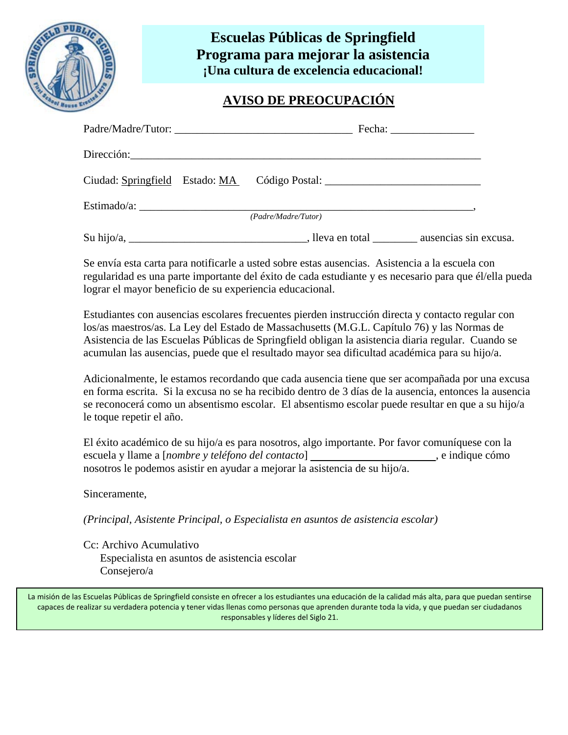# Escuelas Públicas de Springfield
## Programa para mejorar la asistencia
### ¡Una cultura de excelencia educacional!

## AVISO DE PREOCUPACIÓN

Padre/Madre/Tutor: ________________________________ Fecha: _______________

Dirección:_______________________________________________________________

Ciudad: Springfield Estado: MA Código Postal: ____________________________

Estimado/a: _________________________________________________________,
*(Padre/Madre/Tutor)*

Su hijo/a, _______________________________, lleva en total ________ ausencias sin excusa.

Se envía esta carta para notificarle a usted sobre estas ausencias. Asistencia a la escuela con regularidad es una parte importante del éxito de cada estudiante y es necesario para que él/ella pueda lograr el mayor beneficio de su experiencia educacional.

Estudiantes con ausencias escolares frecuentes pierden instrucción directa y contacto regular con los/as maestros/as. La Ley del Estado de Massachusetts (M.G.L. Capítulo 76) y las Normas de Asistencia de las Escuelas Públicas de Springfield obligan la asistencia diaria regular. Cuando se acumulan las ausencias, puede que el resultado mayor sea dificultad académica para su hijo/a.

Adicionalmente, le estamos recordando que cada ausencia tiene que ser acompañada por una excusa en forma escrita. Si la excusa no se ha recibido dentro de 3 días de la ausencia, entonces la ausencia se reconocerá como un absentismo escolar. El absentismo escolar puede resultar en que a su hijo/a le toque repetir el año.

El éxito académico de su hijo/a es para nosotros, algo importante. Por favor comuníquese con la escuela y llame a [*nombre y teléfono del contacto*] _______________________, e indique cómo nosotros le podemos asistir en ayudar a mejorar la asistencia de su hijo/a.

Sinceramente,

*(Principal, Asistente Principal, o Especialista en asuntos de asistencia escolar)*

Cc: Archivo Acumulativo
Especialista en asuntos de asistencia escolar
Consejero/a

La misión de las Escuelas Públicas de Springfield consiste en ofrecer a los estudiantes una educación de la calidad más alta, para que puedan sentirse capaces de realizar su verdadera potencia y tener vidas llenas como personas que aprenden durante toda la vida, y que puedan ser ciudadanos responsables y líderes del Siglo 21.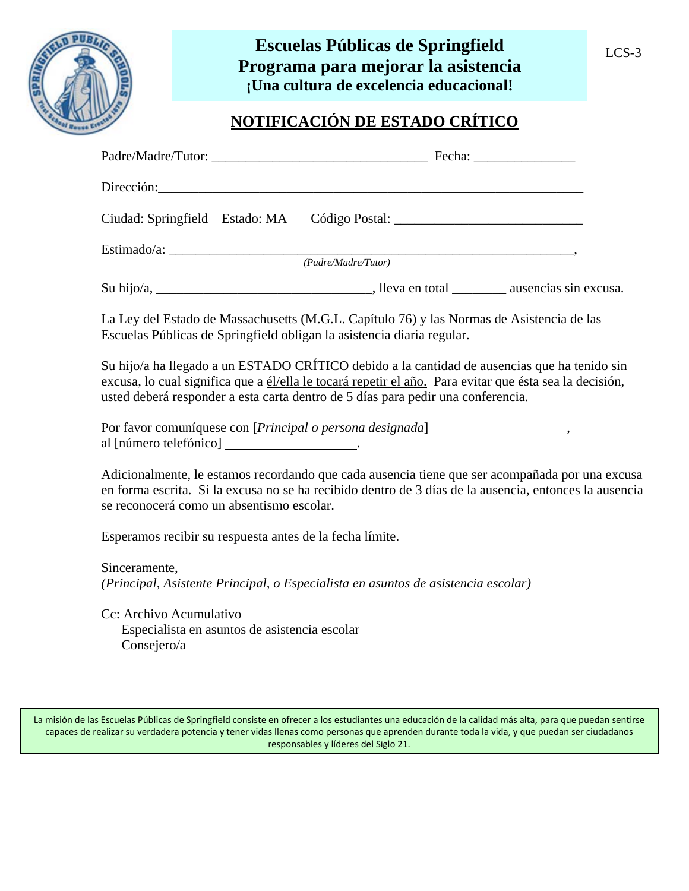# Escuelas Públicas de Springfield
## Programa para mejorar la asistencia
### ¡Una cultura de excelencia educacional!

LCS-3

## NOTIFICACIÓN DE ESTADO CRÍTICO

Padre/Madre/Tutor: ________________________________ Fecha: _______________

Dirección: ________________________________________________________________

Ciudad: Springfield Estado: MA Código Postal: ____________________________

Estimado/a: ________________________________________________________,
*(Padre/Madre/Tutor)*

Su hijo/a, ________________________________, lleva en total ________ ausencias sin excusa.

La Ley del Estado de Massachusetts (M.G.L. Capítulo 76) y las Normas de Asistencia de las Escuelas Públicas de Springfield obligan la asistencia diaria regular.

Su hijo/a ha llegado a un ESTADO CRÍTICO debido a la cantidad de ausencias que ha tenido sin excusa, lo cual significa que a él/ella le tocará repetir el año. Para evitar que ésta sea la decisión, usted deberá responder a esta carta dentro de 5 días para pedir una conferencia.

Por favor comuníquese con [*Principal o persona designada*] ____________________, al [número telefónico] ____________________.

Adicionalmente, le estamos recordando que cada ausencia tiene que ser acompañada por una excusa en forma escrita. Si la excusa no se ha recibido dentro de 3 días de la ausencia, entonces la ausencia se reconocerá como un absentismo escolar.

Esperamos recibir su respuesta antes de la fecha límite.

Sinceramente,
*(Principal, Asistente Principal, o Especialista en asuntos de asistencia escolar)*

Cc: Archivo Acumulativo
Especialista en asuntos de asistencia escolar
Consejero/a

La misión de las Escuelas Públicas de Springfield consiste en ofrecer a los estudiantes una educación de la calidad más alta, para que puedan sentirse capaces de realizar su verdadera potencia y tener vidas llenas como personas que aprenden durante toda la vida, y que puedan ser ciudadanos responsables y líderes del Siglo 21.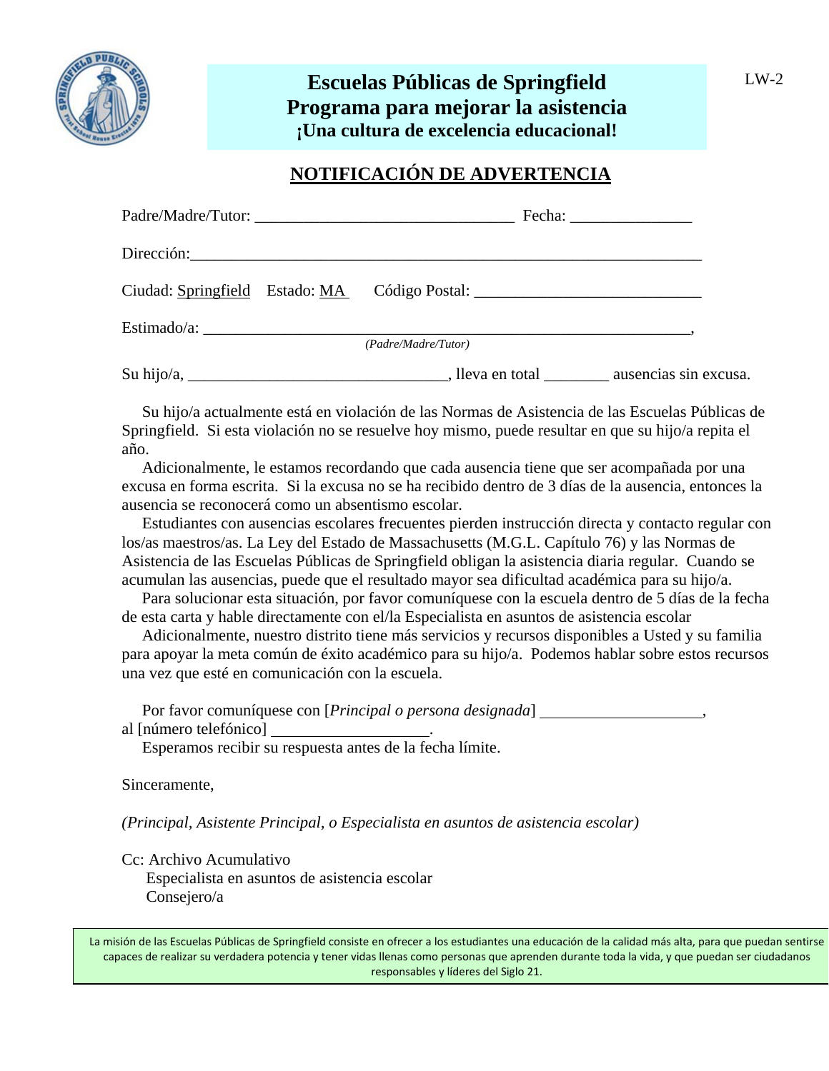LW-2

# Escuelas Públicas de Springfield
## Programa para mejorar la asistencia
**¡Una cultura de excelencia educacional!**

## NOTIFICACIÓN DE ADVERTENCIA

Padre/Madre/Tutor: ________________________________ Fecha: _______________

Dirección:_________________________________________________________________

Ciudad: Springfield   Estado: MA   Código Postal: ____________________________

Estimado/a: _________________________________________________________,
*(Padre/Madre/Tutor)*

Su hijo/a, ________________________________, lleva en total ________ ausencias sin excusa.

Su hijo/a actualmente está en violación de las Normas de Asistencia de las Escuelas Públicas de Springfield. Si esta violación no se resuelve hoy mismo, puede resultar en que su hijo/a repita el año.

Adicionalmente, le estamos recordando que cada ausencia tiene que ser acompañada por una excusa en forma escrita. Si la excusa no se ha recibido dentro de 3 días de la ausencia, entonces la ausencia se reconocerá como un absentismo escolar.

Estudiantes con ausencias escolares frecuentes pierden instrucción directa y contacto regular con los/as maestros/as. La Ley del Estado de Massachusetts (M.G.L. Capítulo 76) y las Normas de Asistencia de las Escuelas Públicas de Springfield obligan la asistencia diaria regular. Cuando se acumulan las ausencias, puede que el resultado mayor sea dificultad académica para su hijo/a.

Para solucionar esta situación, por favor comuníquese con la escuela dentro de 5 días de la fecha de esta carta y hable directamente con el/la Especialista en asuntos de asistencia escolar

Adicionalmente, nuestro distrito tiene más servicios y recursos disponibles a Usted y su familia para apoyar la meta común de éxito académico para su hijo/a. Podemos hablar sobre estos recursos una vez que esté en comunicación con la escuela.

Por favor comuníquese con [*Principal o persona designada*] ____________________, al [número telefónico] ___________________.

Esperamos recibir su respuesta antes de la fecha límite.

Sinceramente,

*(Principal, Asistente Principal, o Especialista en asuntos de asistencia escolar)*

Cc: Archivo Acumulativo
Especialista en asuntos de asistencia escolar
Consejero/a

La misión de las Escuelas Públicas de Springfield consiste en ofrecer a los estudiantes una educación de la calidad más alta, para que puedan sentirse capaces de realizar su verdadera potencia y tener vidas llenas como personas que aprenden durante toda la vida, y que puedan ser ciudadanos responsables y líderes del Siglo 21.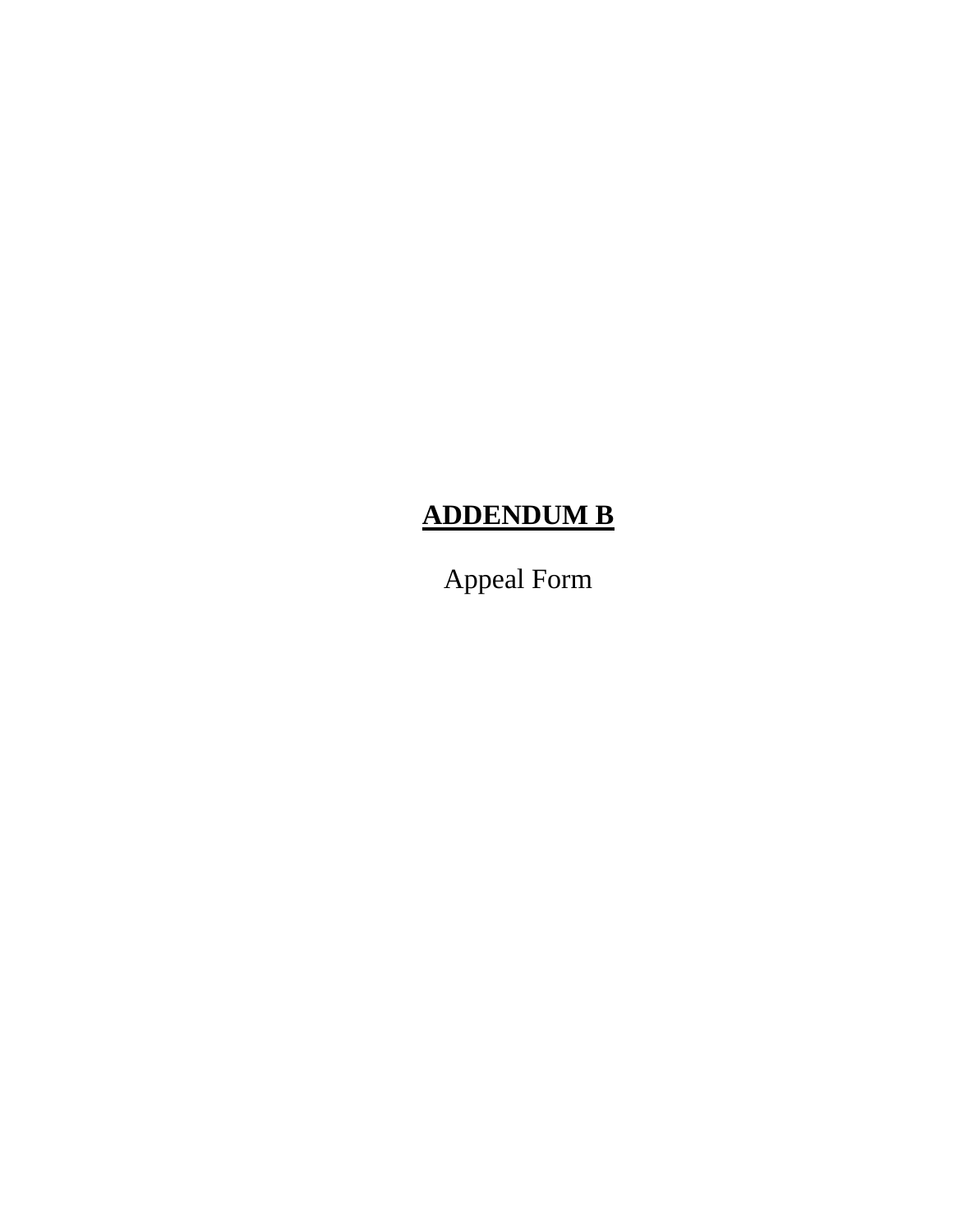# **ADDENDUM B**

Appeal Form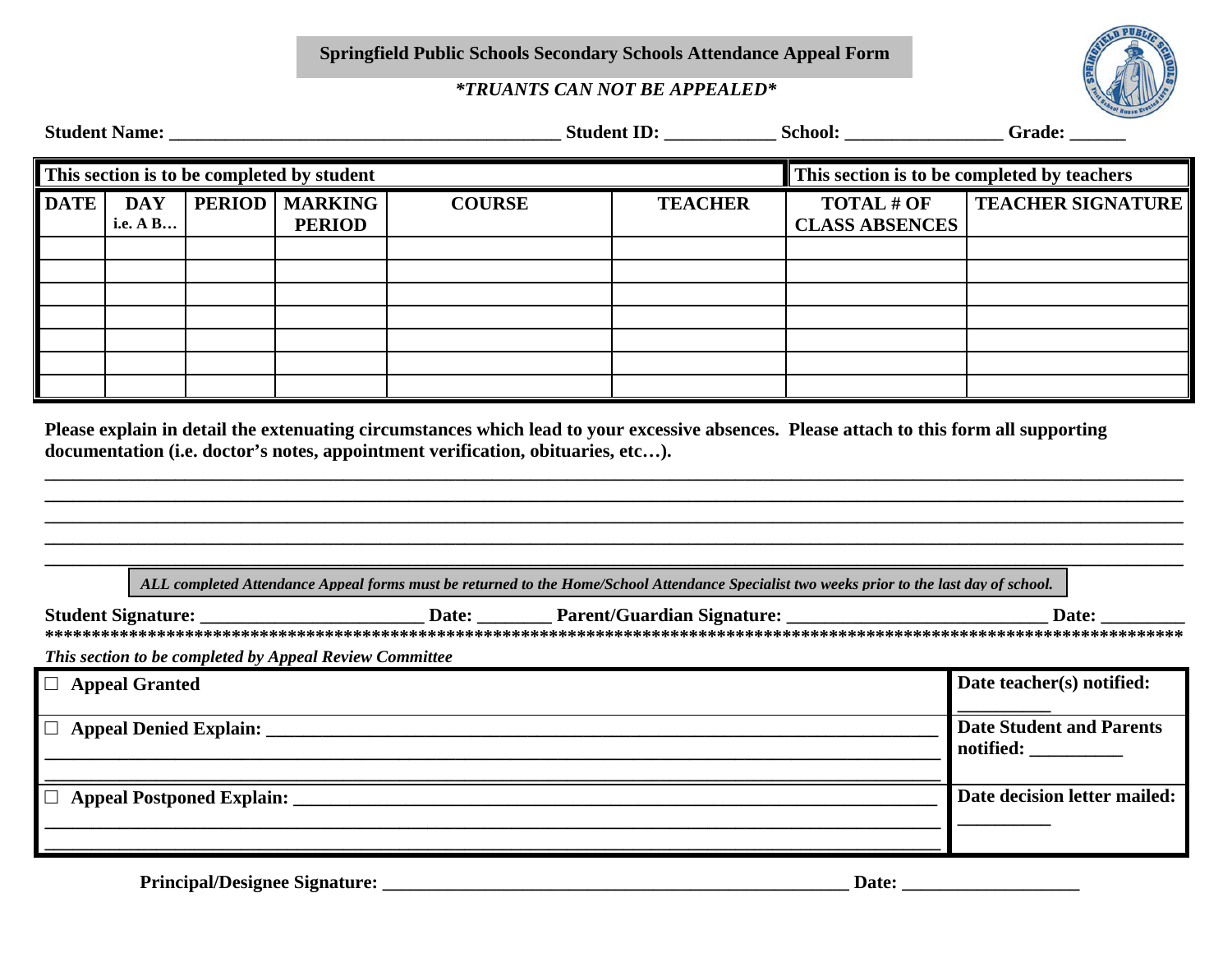## Springfield Public Schools Secondary Schools Attendance Appeal Form

***TRUANTS CAN NOT BE APPEALED***

**Student Name:** ________________________________________ **Student ID:** ___________ **School:** ________________ **Grade:** ______

| This section is to be completed by student | | | | | | This section is to be completed by teachers | |
|---|---|---|---|---|---|---|---|
| **DATE** | **DAY** i.e. A B… | **PERIOD** | **MARKING PERIOD** | **COURSE** | **TEACHER** | **TOTAL # OF CLASS ABSENCES** | **TEACHER SIGNATURE** |
| | | | | | | | |
| | | | | | | | |
| | | | | | | | |
| | | | | | | | |
| | | | | | | | |
| | | | | | | | |
| | | | | | | | |

**Please explain in detail the extenuating circumstances which lead to your excessive absences. Please attach to this form all supporting documentation (i.e. doctor's notes, appointment verification, obituaries, etc…).**

_____________________________________________________________________________________________

_____________________________________________________________________________________________

_____________________________________________________________________________________________

_____________________________________________________________________________________________

_____________________________________________________________________________________________

***ALL completed Attendance Appeal forms must be returned to the Home/School Attendance Specialist two weeks prior to the last day of school.***

**Student Signature:** _______________________ **Date:** ________ **Parent/Guardian Signature:** ___________________________ **Date:** _________

*****************************************************************************************************************

*This section to be completed by Appeal Review Committee*

| | |
|---|---|
| ☐ **Appeal Granted** | **Date teacher(s) notified:** __________ |
| ☐ **Appeal Denied Explain:** ______________________________________________________________ | **Date Student and Parents notified:** __________ |
| ☐ **Appeal Postponed Explain:** ______________________________________________________________ | **Date decision letter mailed:** __________ |

**Principal/Designee Signature:** ___________________________________________________ **Date:** ___________________